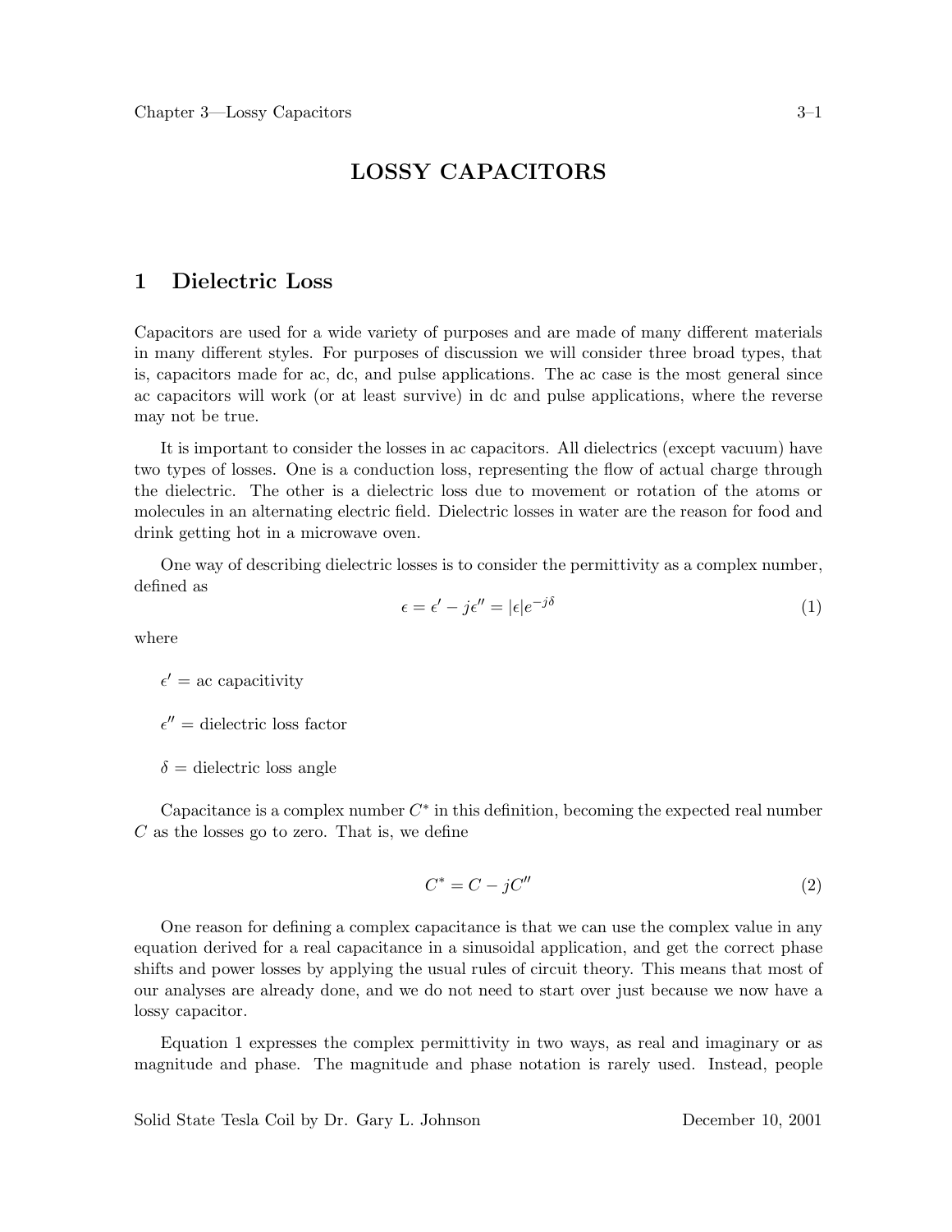# LOSSY CAPACITORS

## 1 Dielectric Loss

Capacitors are used for a wide variety of purposes and are made of many different materials in many different styles. For purposes of discussion we will consider three broad types, that is, capacitors made for ac, dc, and pulse applications. The ac case is the most general since ac capacitors will work (or at least survive) in dc and pulse applications, where the reverse may not be true.

It is important to consider the losses in ac capacitors. All dielectrics (except vacuum) have two types of losses. One is a conduction loss, representing the flow of actual charge through the dielectric. The other is a dielectric loss due to movement or rotation of the atoms or molecules in an alternating electric field. Dielectric losses in water are the reason for food and drink getting hot in a microwave oven.

One way of describing dielectric losses is to consider the permittivity as a complex number, defined as

$$\epsilon = \epsilon' - j\epsilon'' = |\epsilon|e^{-j\delta} \tag{1}$$

where

$\epsilon'$ = ac capacitivity

$\epsilon''$ = dielectric loss factor

$\delta$ = dielectric loss angle

Capacitance is a complex number $C^*$ in this definition, becoming the expected real number $C$ as the losses go to zero. That is, we define

$$C^* = C - jC'' \tag{2}$$

One reason for defining a complex capacitance is that we can use the complex value in any equation derived for a real capacitance in a sinusoidal application, and get the correct phase shifts and power losses by applying the usual rules of circuit theory. This means that most of our analyses are already done, and we do not need to start over just because we now have a lossy capacitor.

Equation 1 expresses the complex permittivity in two ways, as real and imaginary or as magnitude and phase. The magnitude and phase notation is rarely used. Instead, people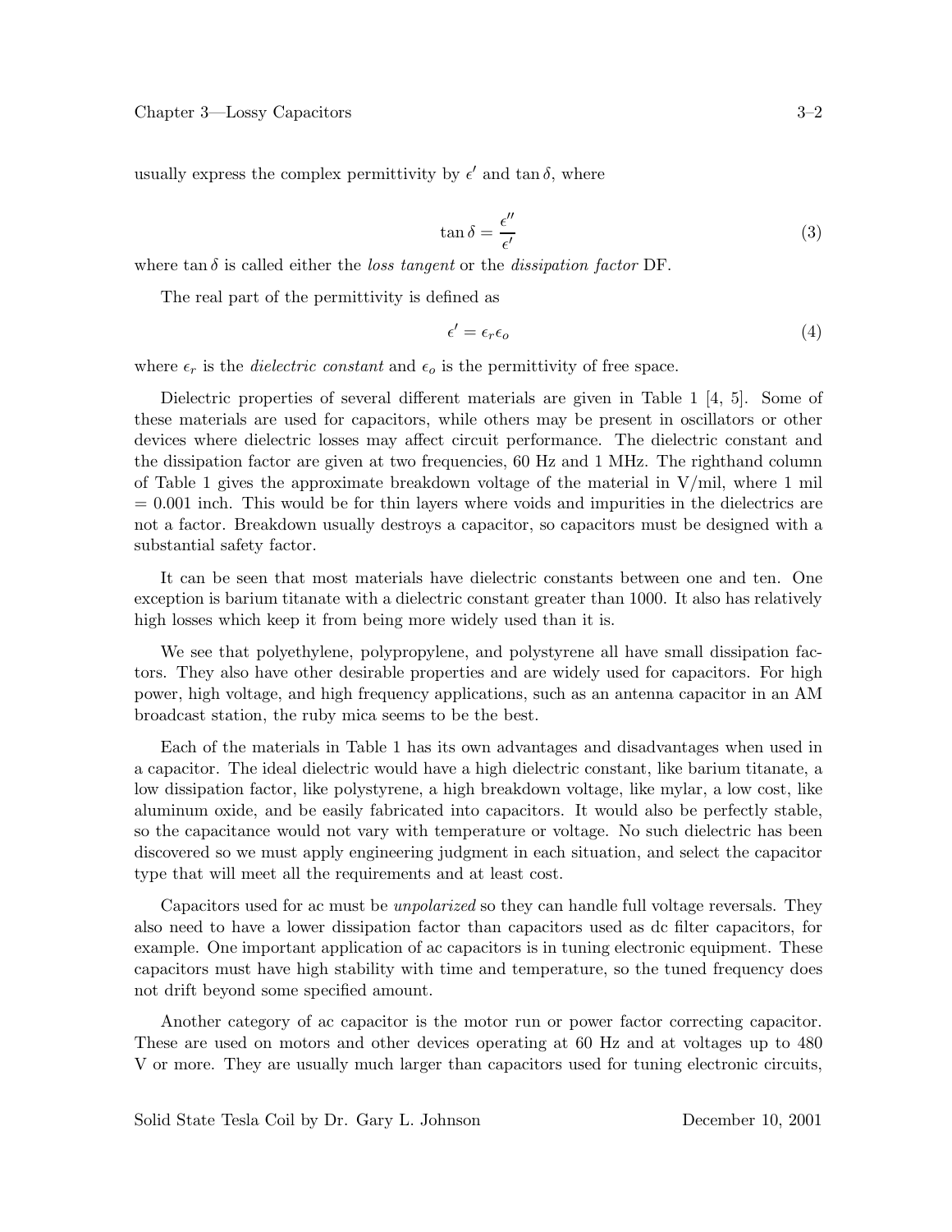usually express the complex permittivity by $\epsilon'$ and $\tan\delta$, where

$$\tan\delta = \frac{\epsilon''}{\epsilon'} \tag{3}$$

where $\tan\delta$ is called either the *loss tangent* or the *dissipation factor* DF.

The real part of the permittivity is defined as

$$\epsilon' = \epsilon_r \epsilon_o \tag{4}$$

where $\epsilon_r$ is the *dielectric constant* and $\epsilon_o$ is the permittivity of free space.

Dielectric properties of several different materials are given in Table 1 [4, 5]. Some of these materials are used for capacitors, while others may be present in oscillators or other devices where dielectric losses may affect circuit performance. The dielectric constant and the dissipation factor are given at two frequencies, 60 Hz and 1 MHz. The righthand column of Table 1 gives the approximate breakdown voltage of the material in V/mil, where 1 mil = 0.001 inch. This would be for thin layers where voids and impurities in the dielectrics are not a factor. Breakdown usually destroys a capacitor, so capacitors must be designed with a substantial safety factor.

It can be seen that most materials have dielectric constants between one and ten. One exception is barium titanate with a dielectric constant greater than 1000. It also has relatively high losses which keep it from being more widely used than it is.

We see that polyethylene, polypropylene, and polystyrene all have small dissipation factors. They also have other desirable properties and are widely used for capacitors. For high power, high voltage, and high frequency applications, such as an antenna capacitor in an AM broadcast station, the ruby mica seems to be the best.

Each of the materials in Table 1 has its own advantages and disadvantages when used in a capacitor. The ideal dielectric would have a high dielectric constant, like barium titanate, a low dissipation factor, like polystyrene, a high breakdown voltage, like mylar, a low cost, like aluminum oxide, and be easily fabricated into capacitors. It would also be perfectly stable, so the capacitance would not vary with temperature or voltage. No such dielectric has been discovered so we must apply engineering judgment in each situation, and select the capacitor type that will meet all the requirements and at least cost.

Capacitors used for ac must be *unpolarized* so they can handle full voltage reversals. They also need to have a lower dissipation factor than capacitors used as dc filter capacitors, for example. One important application of ac capacitors is in tuning electronic equipment. These capacitors must have high stability with time and temperature, so the tuned frequency does not drift beyond some specified amount.

Another category of ac capacitor is the motor run or power factor correcting capacitor. These are used on motors and other devices operating at 60 Hz and at voltages up to 480 V or more. They are usually much larger than capacitors used for tuning electronic circuits,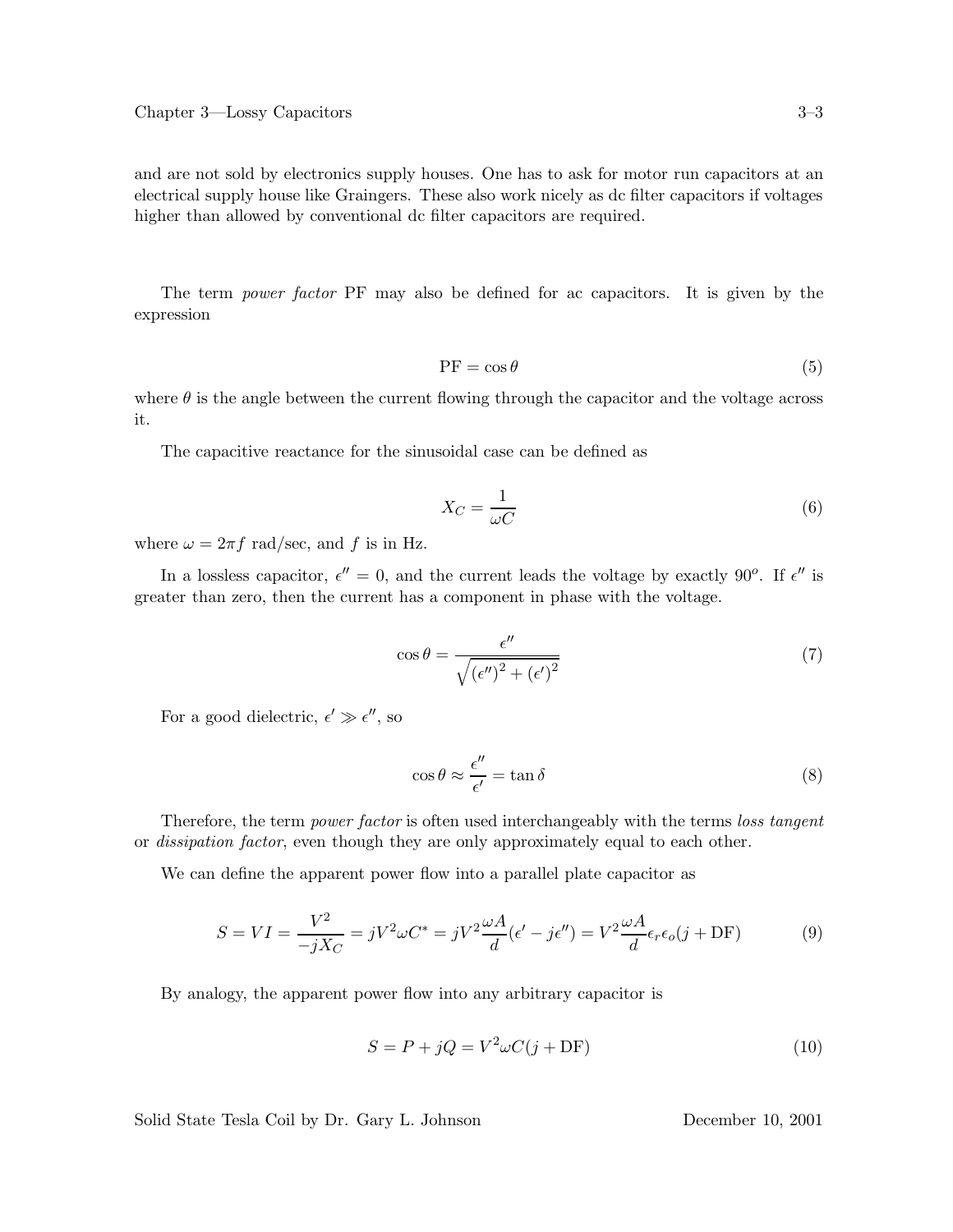and are not sold by electronics supply houses. One has to ask for motor run capacitors at an electrical supply house like Graingers. These also work nicely as dc filter capacitors if voltages higher than allowed by conventional dc filter capacitors are required.

The term *power factor* PF may also be defined for ac capacitors. It is given by the expression

$$\mathrm{PF} = \cos\theta \tag{5}$$

where $\theta$ is the angle between the current flowing through the capacitor and the voltage across it.

The capacitive reactance for the sinusoidal case can be defined as

$$X_C = \frac{1}{\omega C} \tag{6}$$

where $\omega = 2\pi f$ rad/sec, and $f$ is in Hz.

In a lossless capacitor, $\epsilon'' = 0$, and the current leads the voltage by exactly $90^o$. If $\epsilon''$ is greater than zero, then the current has a component in phase with the voltage.

$$\cos\theta = \frac{\epsilon''}{\sqrt{(\epsilon'')^2 + (\epsilon')^2}} \tag{7}$$

For a good dielectric, $\epsilon' \gg \epsilon''$, so

$$\cos\theta \approx \frac{\epsilon''}{\epsilon'} = \tan\delta \tag{8}$$

Therefore, the term *power factor* is often used interchangeably with the terms *loss tangent* or *dissipation factor*, even though they are only approximately equal to each other.

We can define the apparent power flow into a parallel plate capacitor as

$$S = VI = \frac{V^2}{-jX_C} = jV^2\omega C^* = jV^2\frac{\omega A}{d}(\epsilon' - j\epsilon'') = V^2\frac{\omega A}{d}\epsilon_r\epsilon_o(j + \mathrm{DF}) \tag{9}$$

By analogy, the apparent power flow into any arbitrary capacitor is

$$S = P + jQ = V^2\omega C(j + \mathrm{DF}) \tag{10}$$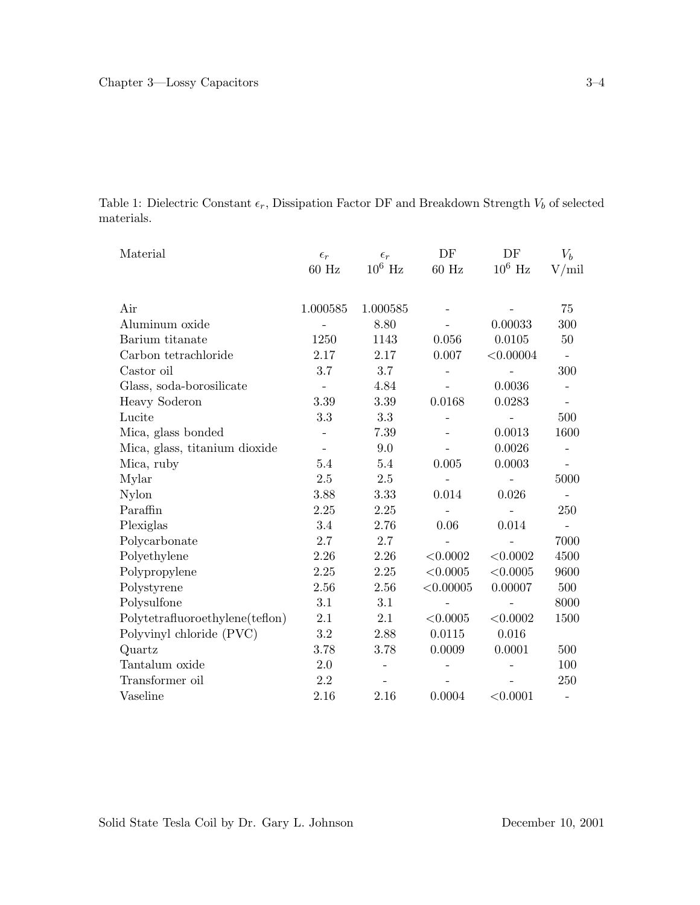Table 1: Dielectric Constant $\epsilon_r$, Dissipation Factor DF and Breakdown Strength $V_b$ of selected materials.

| Material | $\epsilon_r$ 60 Hz | $\epsilon_r$ $10^6$ Hz | DF 60 Hz | DF $10^6$ Hz | $V_b$ V/mil |
|---|---|---|---|---|---|
| Air | 1.000585 | 1.000585 | - | - | 75 |
| Aluminum oxide | - | 8.80 | - | 0.00033 | 300 |
| Barium titanate | 1250 | 1143 | 0.056 | 0.0105 | 50 |
| Carbon tetrachloride | 2.17 | 2.17 | 0.007 | <0.00004 | - |
| Castor oil | 3.7 | 3.7 | - | - | 300 |
| Glass, soda-borosilicate | - | 4.84 | - | 0.0036 | - |
| Heavy Soderon | 3.39 | 3.39 | 0.0168 | 0.0283 | - |
| Lucite | 3.3 | 3.3 | - | - | 500 |
| Mica, glass bonded | - | 7.39 | - | 0.0013 | 1600 |
| Mica, glass, titanium dioxide | - | 9.0 | - | 0.0026 | - |
| Mica, ruby | 5.4 | 5.4 | 0.005 | 0.0003 | - |
| Mylar | 2.5 | 2.5 | - | - | 5000 |
| Nylon | 3.88 | 3.33 | 0.014 | 0.026 | - |
| Paraffin | 2.25 | 2.25 | - | - | 250 |
| Plexiglas | 3.4 | 2.76 | 0.06 | 0.014 | - |
| Polycarbonate | 2.7 | 2.7 | - | - | 7000 |
| Polyethylene | 2.26 | 2.26 | <0.0002 | <0.0002 | 4500 |
| Polypropylene | 2.25 | 2.25 | <0.0005 | <0.0005 | 9600 |
| Polystyrene | 2.56 | 2.56 | <0.00005 | 0.00007 | 500 |
| Polysulfone | 3.1 | 3.1 | - | - | 8000 |
| Polytetrafluoroethylene(teflon) | 2.1 | 2.1 | <0.0005 | <0.0002 | 1500 |
| Polyvinyl chloride (PVC) | 3.2 | 2.88 | 0.0115 | 0.016 | |
| Quartz | 3.78 | 3.78 | 0.0009 | 0.0001 | 500 |
| Tantalum oxide | 2.0 | - | - | - | 100 |
| Transformer oil | 2.2 | - | - | - | 250 |
| Vaseline | 2.16 | 2.16 | 0.0004 | <0.0001 | - |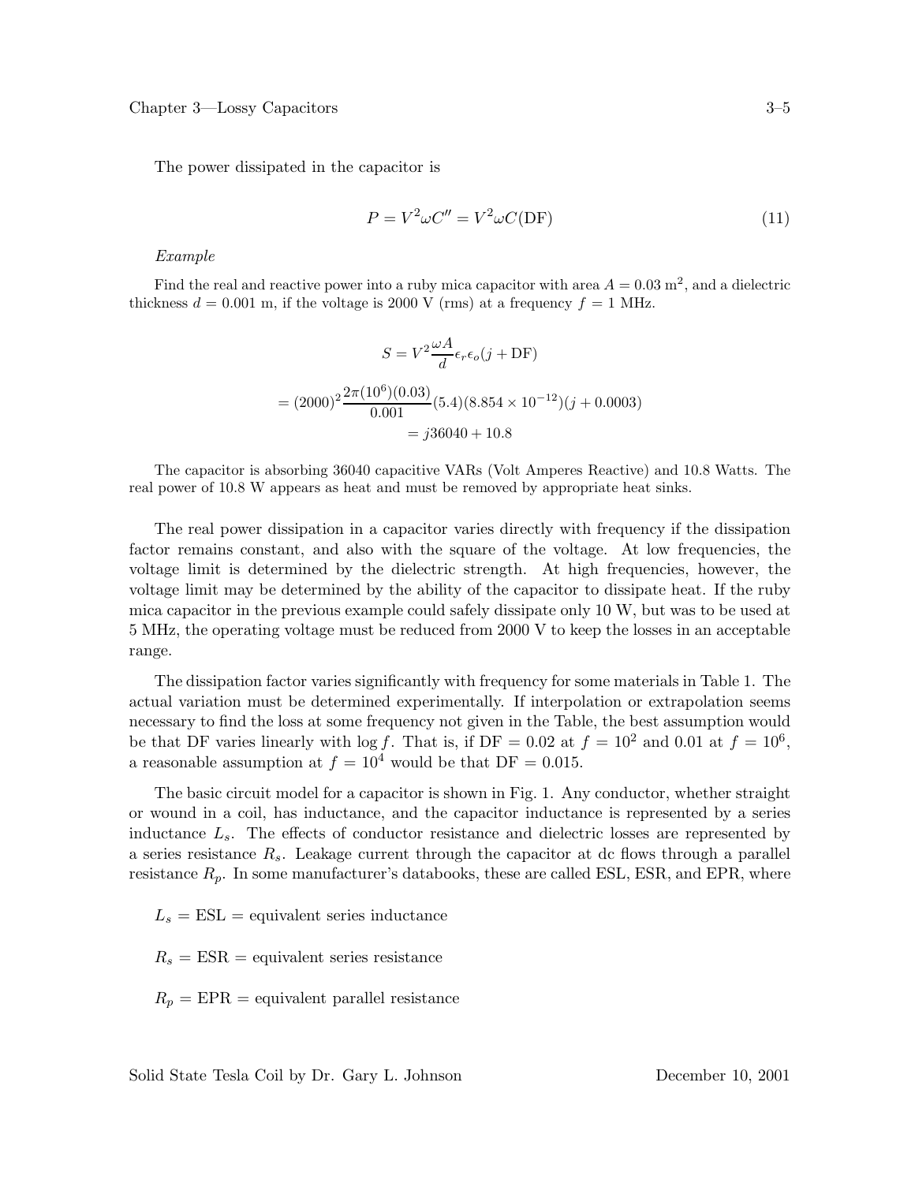The power dissipated in the capacitor is

$$P = V^2 \omega C'' = V^2 \omega C(\text{DF}) \tag{11}$$

*Example*

Find the real and reactive power into a ruby mica capacitor with area $A = 0.03$ m$^2$, and a dielectric thickness $d = 0.001$ m, if the voltage is 2000 V (rms) at a frequency $f = 1$ MHz.

$$S = V^2 \frac{\omega A}{d} \epsilon_r \epsilon_o (j + \text{DF})$$

$$= (2000)^2 \frac{2\pi(10^6)(0.03)}{0.001}(5.4)(8.854 \times 10^{-12})(j + 0.0003)$$

$$= j36040 + 10.8$$

The capacitor is absorbing 36040 capacitive VARs (Volt Amperes Reactive) and 10.8 Watts. The real power of 10.8 W appears as heat and must be removed by appropriate heat sinks.

The real power dissipation in a capacitor varies directly with frequency if the dissipation factor remains constant, and also with the square of the voltage. At low frequencies, the voltage limit is determined by the dielectric strength. At high frequencies, however, the voltage limit may be determined by the ability of the capacitor to dissipate heat. If the ruby mica capacitor in the previous example could safely dissipate only 10 W, but was to be used at 5 MHz, the operating voltage must be reduced from 2000 V to keep the losses in an acceptable range.

The dissipation factor varies significantly with frequency for some materials in Table 1. The actual variation must be determined experimentally. If interpolation or extrapolation seems necessary to find the loss at some frequency not given in the Table, the best assumption would be that DF varies linearly with $\log f$. That is, if DF = 0.02 at $f = 10^2$ and 0.01 at $f = 10^6$, a reasonable assumption at $f = 10^4$ would be that DF = 0.015.

The basic circuit model for a capacitor is shown in Fig. 1. Any conductor, whether straight or wound in a coil, has inductance, and the capacitor inductance is represented by a series inductance $L_s$. The effects of conductor resistance and dielectric losses are represented by a series resistance $R_s$. Leakage current through the capacitor at dc flows through a parallel resistance $R_p$. In some manufacturer's databooks, these are called ESL, ESR, and EPR, where

$L_s$ = ESL = equivalent series inductance

$R_s$ = ESR = equivalent series resistance

$R_p$ = EPR = equivalent parallel resistance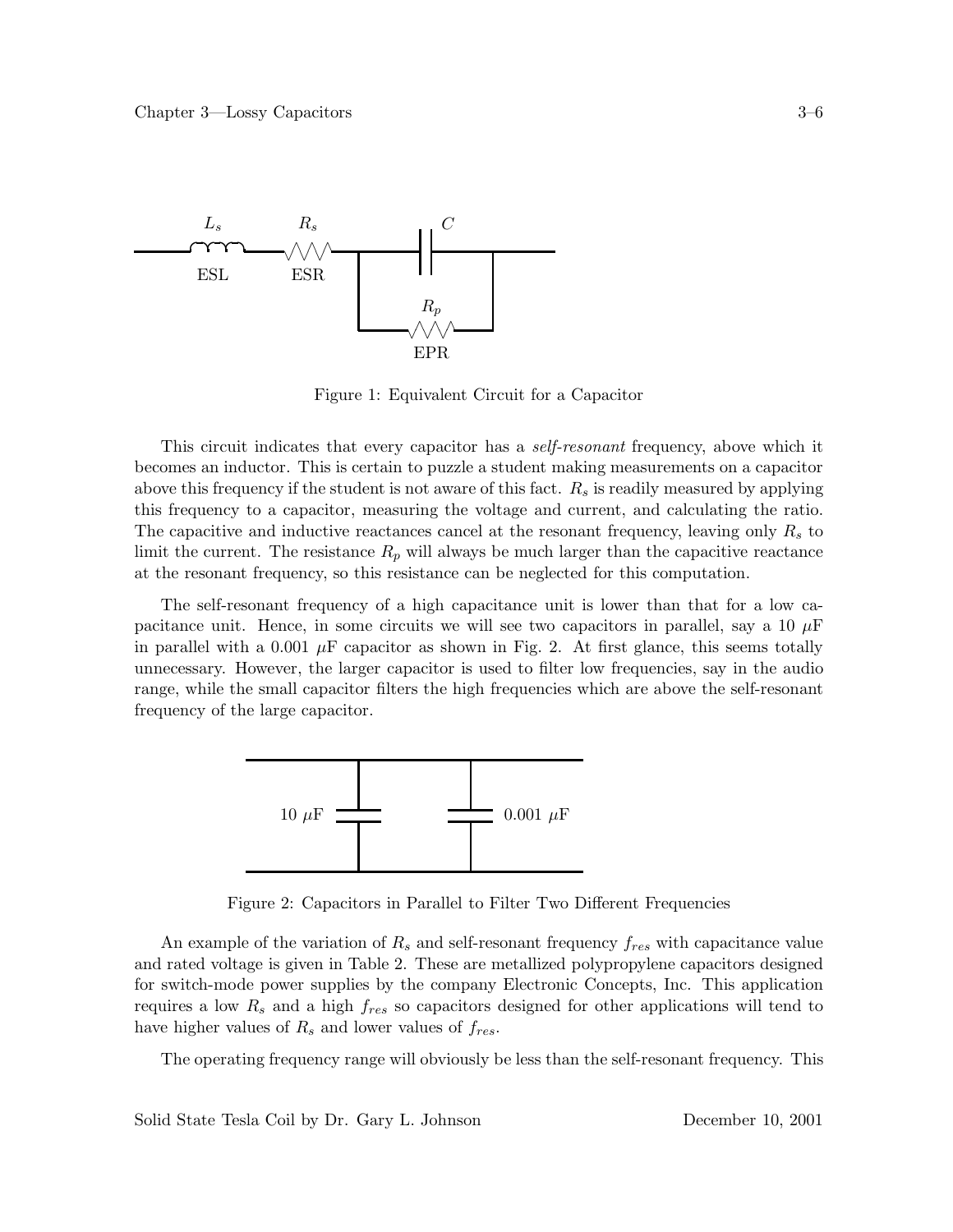Figure 1: Equivalent Circuit for a Capacitor

This circuit indicates that every capacitor has a *self-resonant* frequency, above which it becomes an inductor. This is certain to puzzle a student making measurements on a capacitor above this frequency if the student is not aware of this fact. $R_s$ is readily measured by applying this frequency to a capacitor, measuring the voltage and current, and calculating the ratio. The capacitive and inductive reactances cancel at the resonant frequency, leaving only $R_s$ to limit the current. The resistance $R_p$ will always be much larger than the capacitive reactance at the resonant frequency, so this resistance can be neglected for this computation.

The self-resonant frequency of a high capacitance unit is lower than that for a low capacitance unit. Hence, in some circuits we will see two capacitors in parallel, say a 10 $\mu$F in parallel with a 0.001 $\mu$F capacitor as shown in Fig. 2. At first glance, this seems totally unnecessary. However, the larger capacitor is used to filter low frequencies, say in the audio range, while the small capacitor filters the high frequencies which are above the self-resonant frequency of the large capacitor.

Figure 2: Capacitors in Parallel to Filter Two Different Frequencies

An example of the variation of $R_s$ and self-resonant frequency $f_{res}$ with capacitance value and rated voltage is given in Table 2. These are metallized polypropylene capacitors designed for switch-mode power supplies by the company Electronic Concepts, Inc. This application requires a low $R_s$ and a high $f_{res}$ so capacitors designed for other applications will tend to have higher values of $R_s$ and lower values of $f_{res}$.

The operating frequency range will obviously be less than the self-resonant frequency. This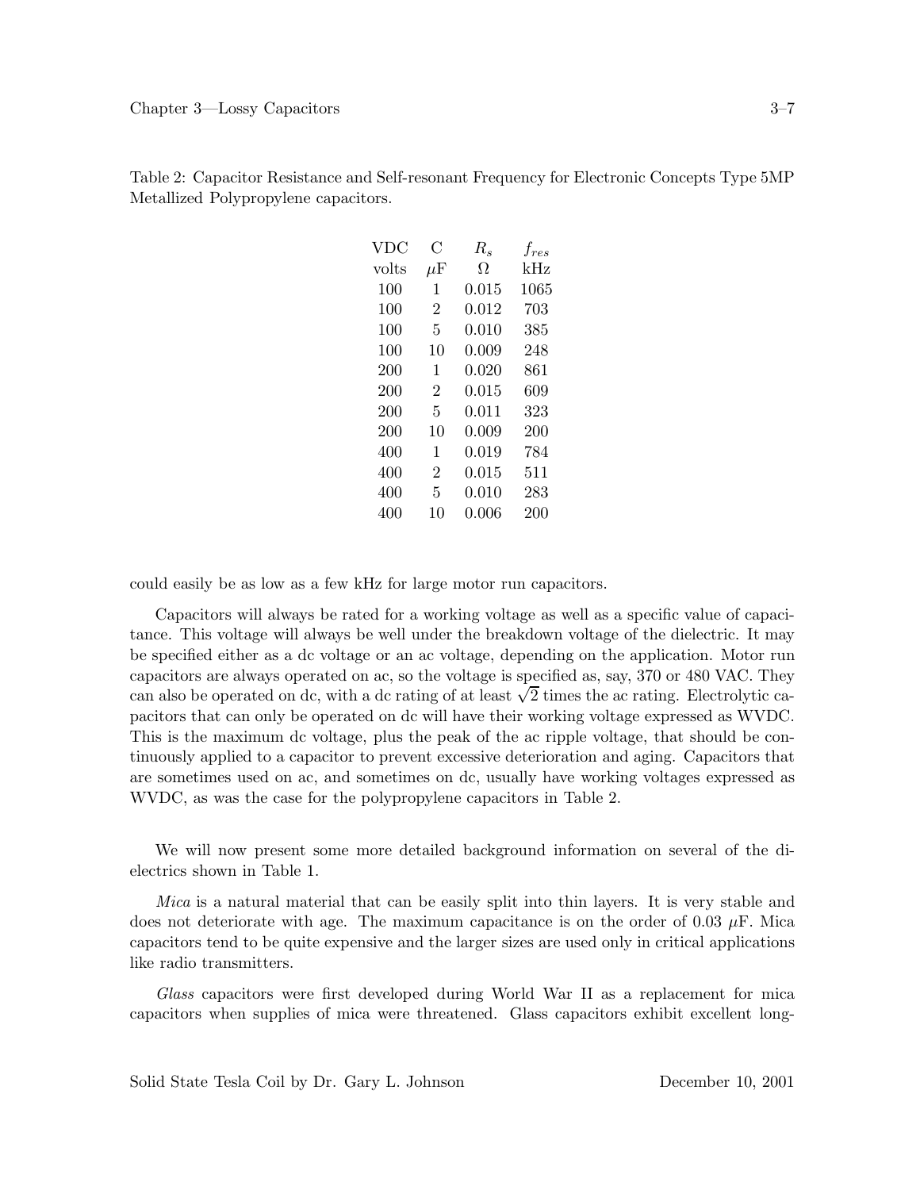Table 2: Capacitor Resistance and Self-resonant Frequency for Electronic Concepts Type 5MP Metallized Polypropylene capacitors.

| VDC | C | $R_s$ | $f_{res}$ |
|---|---|---|---|
| volts | $\mu$F | $\Omega$ | kHz |
| 100 | 1 | 0.015 | 1065 |
| 100 | 2 | 0.012 | 703 |
| 100 | 5 | 0.010 | 385 |
| 100 | 10 | 0.009 | 248 |
| 200 | 1 | 0.020 | 861 |
| 200 | 2 | 0.015 | 609 |
| 200 | 5 | 0.011 | 323 |
| 200 | 10 | 0.009 | 200 |
| 400 | 1 | 0.019 | 784 |
| 400 | 2 | 0.015 | 511 |
| 400 | 5 | 0.010 | 283 |
| 400 | 10 | 0.006 | 200 |

could easily be as low as a few kHz for large motor run capacitors.

Capacitors will always be rated for a working voltage as well as a specific value of capacitance. This voltage will always be well under the breakdown voltage of the dielectric. It may be specified either as a dc voltage or an ac voltage, depending on the application. Motor run capacitors are always operated on ac, so the voltage is specified as, say, 370 or 480 VAC. They can also be operated on dc, with a dc rating of at least $\sqrt{2}$ times the ac rating. Electrolytic capacitors that can only be operated on dc will have their working voltage expressed as WVDC. This is the maximum dc voltage, plus the peak of the ac ripple voltage, that should be continuously applied to a capacitor to prevent excessive deterioration and aging. Capacitors that are sometimes used on ac, and sometimes on dc, usually have working voltages expressed as WVDC, as was the case for the polypropylene capacitors in Table 2.

We will now present some more detailed background information on several of the dielectrics shown in Table 1.

*Mica* is a natural material that can be easily split into thin layers. It is very stable and does not deteriorate with age. The maximum capacitance is on the order of 0.03 $\mu$F. Mica capacitors tend to be quite expensive and the larger sizes are used only in critical applications like radio transmitters.

*Glass* capacitors were first developed during World War II as a replacement for mica capacitors when supplies of mica were threatened. Glass capacitors exhibit excellent long-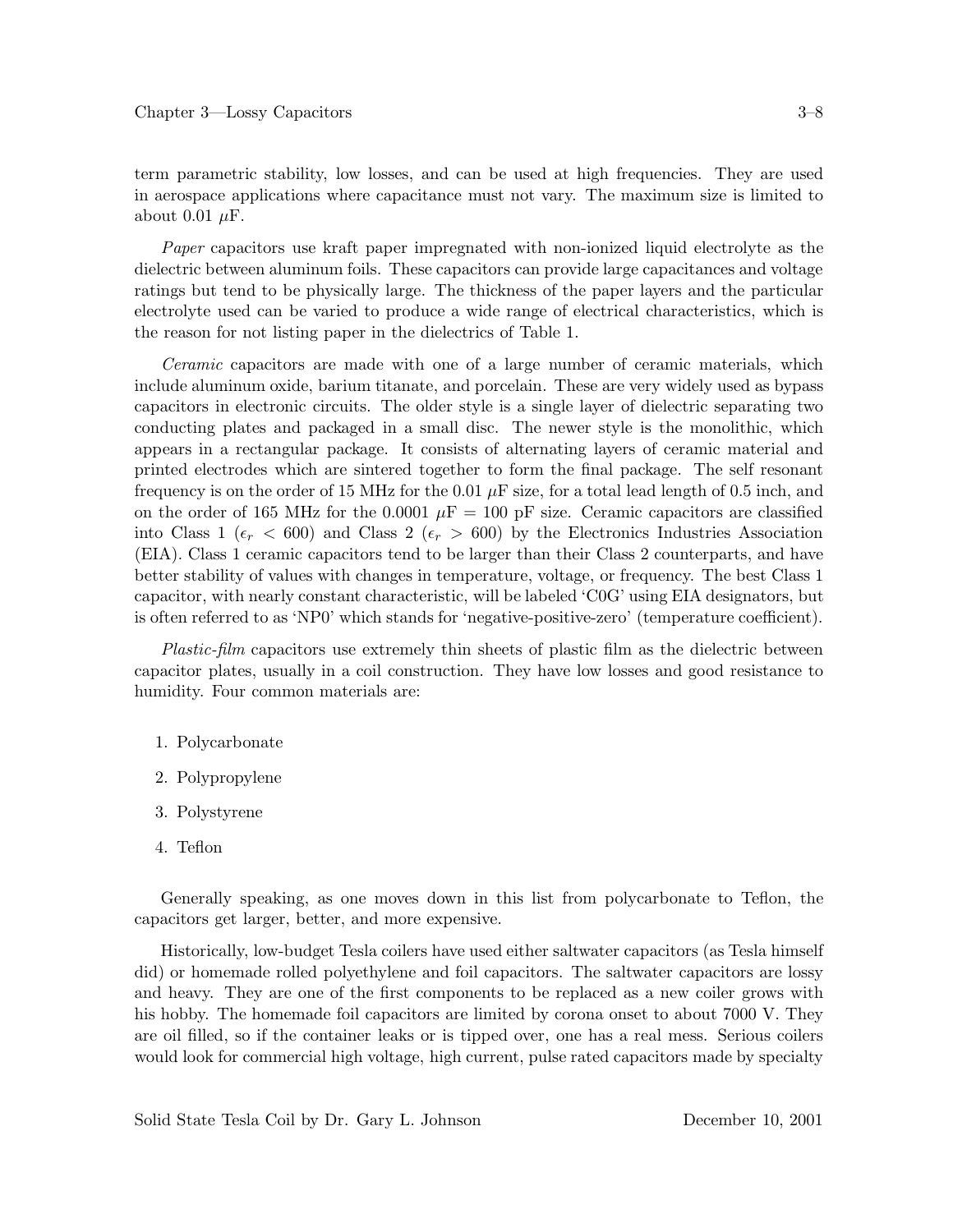term parametric stability, low losses, and can be used at high frequencies. They are used in aerospace applications where capacitance must not vary. The maximum size is limited to about 0.01 $\mu$F.

*Paper* capacitors use kraft paper impregnated with non-ionized liquid electrolyte as the dielectric between aluminum foils. These capacitors can provide large capacitances and voltage ratings but tend to be physically large. The thickness of the paper layers and the particular electrolyte used can be varied to produce a wide range of electrical characteristics, which is the reason for not listing paper in the dielectrics of Table 1.

*Ceramic* capacitors are made with one of a large number of ceramic materials, which include aluminum oxide, barium titanate, and porcelain. These are very widely used as bypass capacitors in electronic circuits. The older style is a single layer of dielectric separating two conducting plates and packaged in a small disc. The newer style is the monolithic, which appears in a rectangular package. It consists of alternating layers of ceramic material and printed electrodes which are sintered together to form the final package. The self resonant frequency is on the order of 15 MHz for the 0.01 $\mu$F size, for a total lead length of 0.5 inch, and on the order of 165 MHz for the 0.0001 $\mu$F = 100 pF size. Ceramic capacitors are classified into Class 1 ($\epsilon_r < 600$) and Class 2 ($\epsilon_r > 600$) by the Electronics Industries Association (EIA). Class 1 ceramic capacitors tend to be larger than their Class 2 counterparts, and have better stability of values with changes in temperature, voltage, or frequency. The best Class 1 capacitor, with nearly constant characteristic, will be labeled 'C0G' using EIA designators, but is often referred to as 'NP0' which stands for 'negative-positive-zero' (temperature coefficient).

*Plastic-film* capacitors use extremely thin sheets of plastic film as the dielectric between capacitor plates, usually in a coil construction. They have low losses and good resistance to humidity. Four common materials are:

1. Polycarbonate
2. Polypropylene
3. Polystyrene
4. Teflon

Generally speaking, as one moves down in this list from polycarbonate to Teflon, the capacitors get larger, better, and more expensive.

Historically, low-budget Tesla coilers have used either saltwater capacitors (as Tesla himself did) or homemade rolled polyethylene and foil capacitors. The saltwater capacitors are lossy and heavy. They are one of the first components to be replaced as a new coiler grows with his hobby. The homemade foil capacitors are limited by corona onset to about 7000 V. They are oil filled, so if the container leaks or is tipped over, one has a real mess. Serious coilers would look for commercial high voltage, high current, pulse rated capacitors made by specialty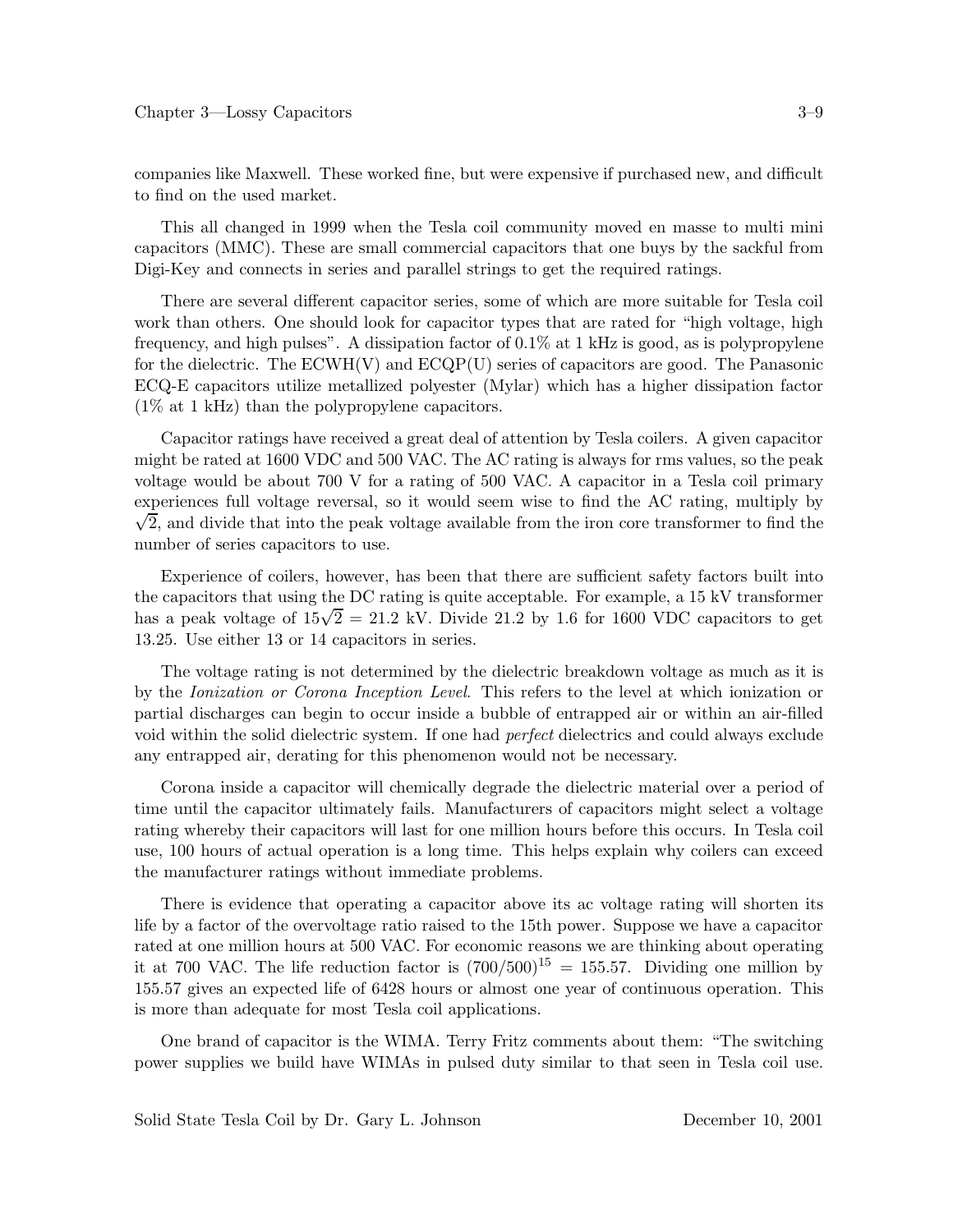companies like Maxwell. These worked fine, but were expensive if purchased new, and difficult to find on the used market.

This all changed in 1999 when the Tesla coil community moved en masse to multi mini capacitors (MMC). These are small commercial capacitors that one buys by the sackful from Digi-Key and connects in series and parallel strings to get the required ratings.

There are several different capacitor series, some of which are more suitable for Tesla coil work than others. One should look for capacitor types that are rated for "high voltage, high frequency, and high pulses". A dissipation factor of 0.1% at 1 kHz is good, as is polypropylene for the dielectric. The ECWH(V) and ECQP(U) series of capacitors are good. The Panasonic ECQ-E capacitors utilize metallized polyester (Mylar) which has a higher dissipation factor (1% at 1 kHz) than the polypropylene capacitors.

Capacitor ratings have received a great deal of attention by Tesla coilers. A given capacitor might be rated at 1600 VDC and 500 VAC. The AC rating is always for rms values, so the peak voltage would be about 700 V for a rating of 500 VAC. A capacitor in a Tesla coil primary experiences full voltage reversal, so it would seem wise to find the AC rating, multiply by $\sqrt{2}$, and divide that into the peak voltage available from the iron core transformer to find the number of series capacitors to use.

Experience of coilers, however, has been that there are sufficient safety factors built into the capacitors that using the DC rating is quite acceptable. For example, a 15 kV transformer has a peak voltage of $15\sqrt{2} = 21.2$ kV. Divide 21.2 by 1.6 for 1600 VDC capacitors to get 13.25. Use either 13 or 14 capacitors in series.

The voltage rating is not determined by the dielectric breakdown voltage as much as it is by the *Ionization or Corona Inception Level*. This refers to the level at which ionization or partial discharges can begin to occur inside a bubble of entrapped air or within an air-filled void within the solid dielectric system. If one had *perfect* dielectrics and could always exclude any entrapped air, derating for this phenomenon would not be necessary.

Corona inside a capacitor will chemically degrade the dielectric material over a period of time until the capacitor ultimately fails. Manufacturers of capacitors might select a voltage rating whereby their capacitors will last for one million hours before this occurs. In Tesla coil use, 100 hours of actual operation is a long time. This helps explain why coilers can exceed the manufacturer ratings without immediate problems.

There is evidence that operating a capacitor above its ac voltage rating will shorten its life by a factor of the overvoltage ratio raised to the 15th power. Suppose we have a capacitor rated at one million hours at 500 VAC. For economic reasons we are thinking about operating it at 700 VAC. The life reduction factor is $(700/500)^{15} = 155.57$. Dividing one million by 155.57 gives an expected life of 6428 hours or almost one year of continuous operation. This is more than adequate for most Tesla coil applications.

One brand of capacitor is the WIMA. Terry Fritz comments about them: "The switching power supplies we build have WIMAs in pulsed duty similar to that seen in Tesla coil use.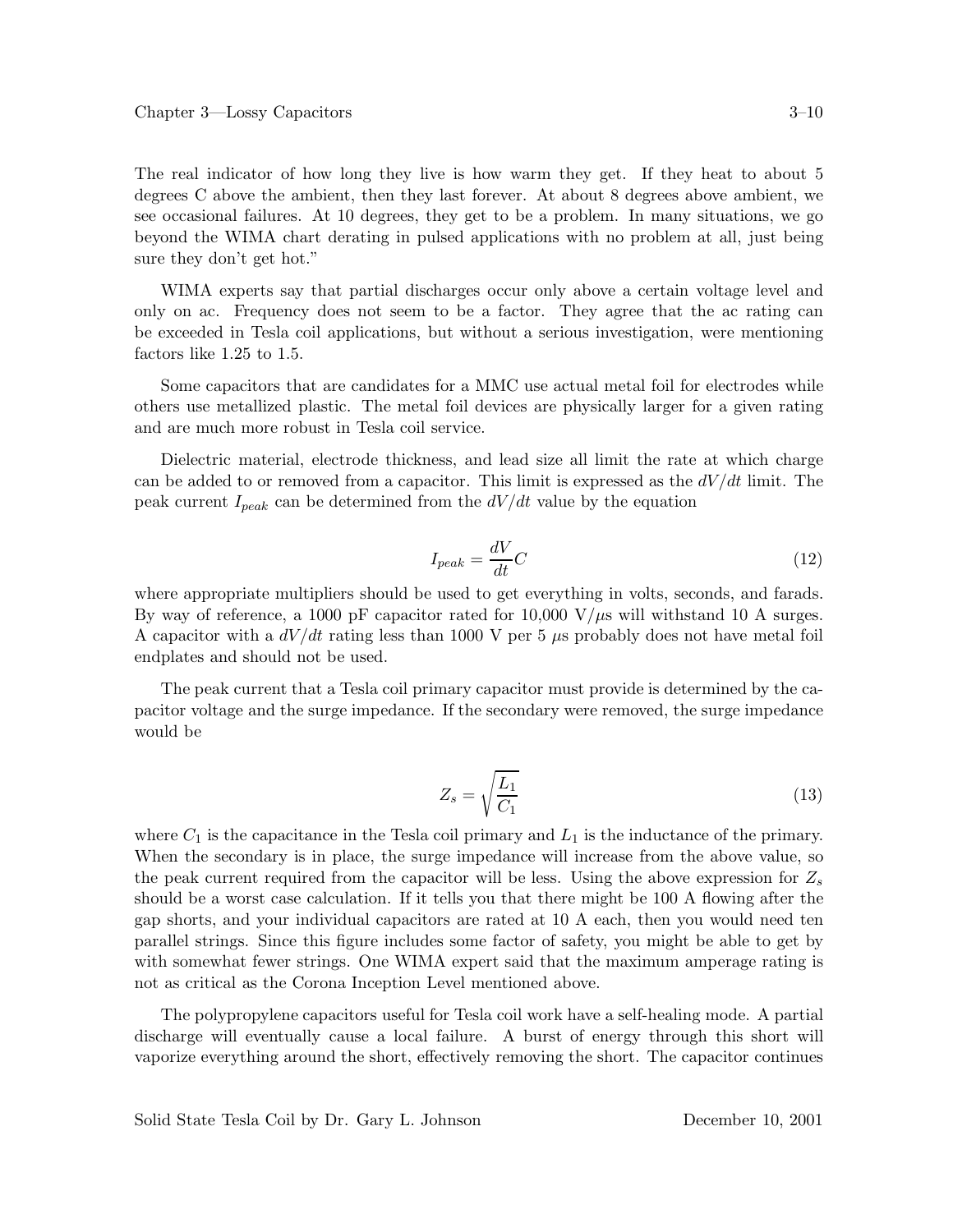The real indicator of how long they live is how warm they get. If they heat to about 5 degrees C above the ambient, then they last forever. At about 8 degrees above ambient, we see occasional failures. At 10 degrees, they get to be a problem. In many situations, we go beyond the WIMA chart derating in pulsed applications with no problem at all, just being sure they don't get hot."

WIMA experts say that partial discharges occur only above a certain voltage level and only on ac. Frequency does not seem to be a factor. They agree that the ac rating can be exceeded in Tesla coil applications, but without a serious investigation, were mentioning factors like 1.25 to 1.5.

Some capacitors that are candidates for a MMC use actual metal foil for electrodes while others use metallized plastic. The metal foil devices are physically larger for a given rating and are much more robust in Tesla coil service.

Dielectric material, electrode thickness, and lead size all limit the rate at which charge can be added to or removed from a capacitor. This limit is expressed as the $dV/dt$ limit. The peak current $I_{peak}$ can be determined from the $dV/dt$ value by the equation

$$I_{peak} = \frac{dV}{dt}C \tag{12}$$

where appropriate multipliers should be used to get everything in volts, seconds, and farads. By way of reference, a 1000 pF capacitor rated for 10,000 V/$\mu$s will withstand 10 A surges. A capacitor with a $dV/dt$ rating less than 1000 V per 5 $\mu$s probably does not have metal foil endplates and should not be used.

The peak current that a Tesla coil primary capacitor must provide is determined by the capacitor voltage and the surge impedance. If the secondary were removed, the surge impedance would be

$$Z_s = \sqrt{\frac{L_1}{C_1}} \tag{13}$$

where $C_1$ is the capacitance in the Tesla coil primary and $L_1$ is the inductance of the primary. When the secondary is in place, the surge impedance will increase from the above value, so the peak current required from the capacitor will be less. Using the above expression for $Z_s$ should be a worst case calculation. If it tells you that there might be 100 A flowing after the gap shorts, and your individual capacitors are rated at 10 A each, then you would need ten parallel strings. Since this figure includes some factor of safety, you might be able to get by with somewhat fewer strings. One WIMA expert said that the maximum amperage rating is not as critical as the Corona Inception Level mentioned above.

The polypropylene capacitors useful for Tesla coil work have a self-healing mode. A partial discharge will eventually cause a local failure. A burst of energy through this short will vaporize everything around the short, effectively removing the short. The capacitor continues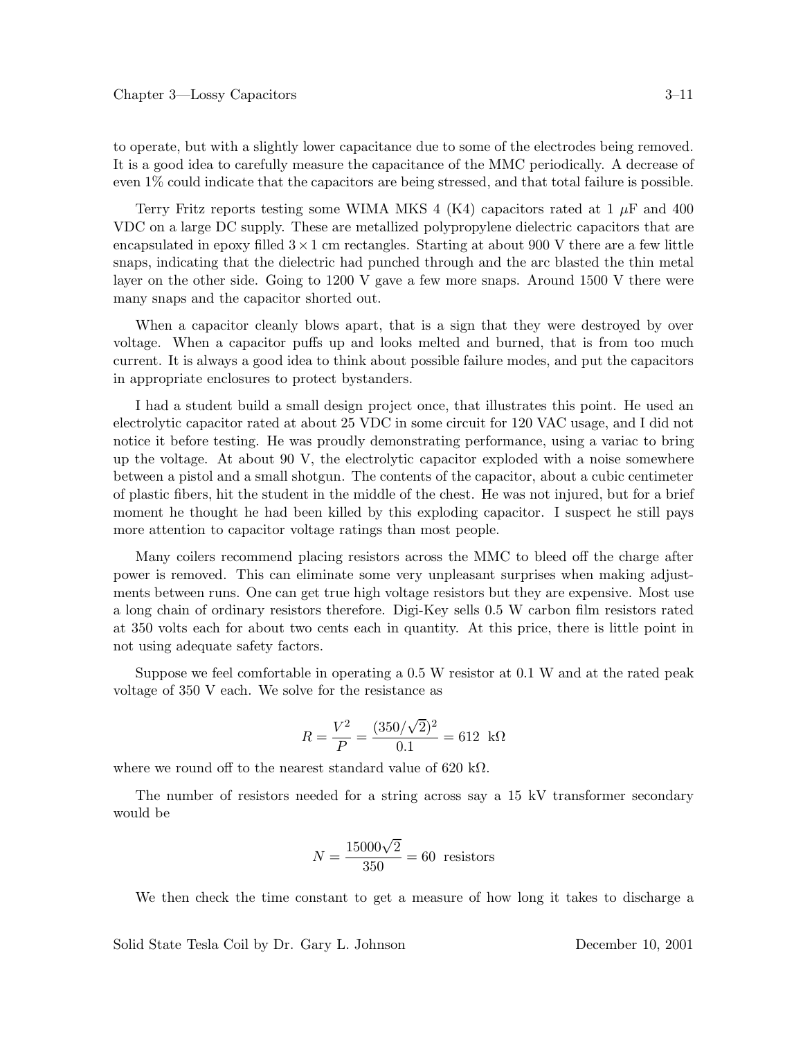to operate, but with a slightly lower capacitance due to some of the electrodes being removed. It is a good idea to carefully measure the capacitance of the MMC periodically. A decrease of even 1% could indicate that the capacitors are being stressed, and that total failure is possible.

Terry Fritz reports testing some WIMA MKS 4 (K4) capacitors rated at 1 $\mu$F and 400 VDC on a large DC supply. These are metallized polypropylene dielectric capacitors that are encapsulated in epoxy filled $3 \times 1$ cm rectangles. Starting at about 900 V there are a few little snaps, indicating that the dielectric had punched through and the arc blasted the thin metal layer on the other side. Going to 1200 V gave a few more snaps. Around 1500 V there were many snaps and the capacitor shorted out.

When a capacitor cleanly blows apart, that is a sign that they were destroyed by over voltage. When a capacitor puffs up and looks melted and burned, that is from too much current. It is always a good idea to think about possible failure modes, and put the capacitors in appropriate enclosures to protect bystanders.

I had a student build a small design project once, that illustrates this point. He used an electrolytic capacitor rated at about 25 VDC in some circuit for 120 VAC usage, and I did not notice it before testing. He was proudly demonstrating performance, using a variac to bring up the voltage. At about 90 V, the electrolytic capacitor exploded with a noise somewhere between a pistol and a small shotgun. The contents of the capacitor, about a cubic centimeter of plastic fibers, hit the student in the middle of the chest. He was not injured, but for a brief moment he thought he had been killed by this exploding capacitor. I suspect he still pays more attention to capacitor voltage ratings than most people.

Many coilers recommend placing resistors across the MMC to bleed off the charge after power is removed. This can eliminate some very unpleasant surprises when making adjustments between runs. One can get true high voltage resistors but they are expensive. Most use a long chain of ordinary resistors therefore. Digi-Key sells 0.5 W carbon film resistors rated at 350 volts each for about two cents each in quantity. At this price, there is little point in not using adequate safety factors.

Suppose we feel comfortable in operating a 0.5 W resistor at 0.1 W and at the rated peak voltage of 350 V each. We solve for the resistance as

$$R = \frac{V^2}{P} = \frac{(350/\sqrt{2})^2}{0.1} = 612 \text{ k}\Omega$$

where we round off to the nearest standard value of 620 k$\Omega$.

The number of resistors needed for a string across say a 15 kV transformer secondary would be

$$N = \frac{15000\sqrt{2}}{350} = 60 \text{ resistors}$$

We then check the time constant to get a measure of how long it takes to discharge a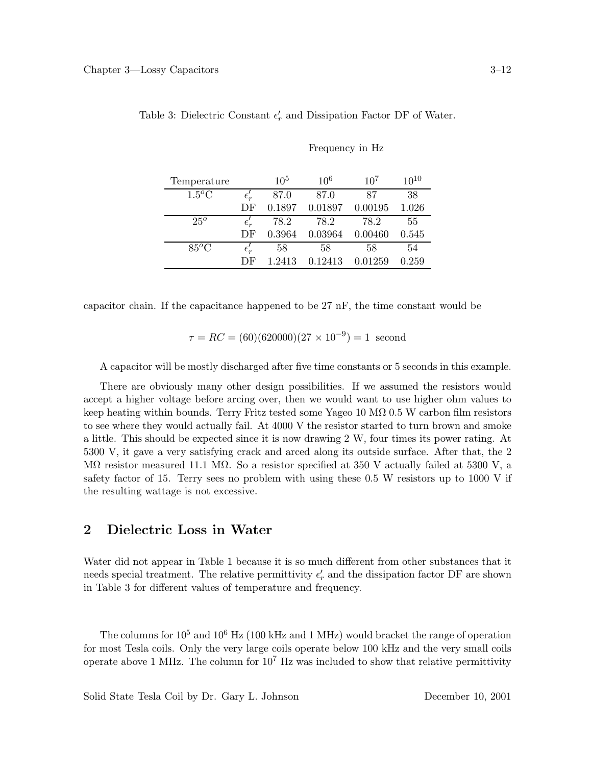Table 3: Dielectric Constant $\epsilon_r'$ and Dissipation Factor DF of Water.

| | | Frequency in Hz | | | |
|---|---|---|---|---|---|
| Temperature | | $10^5$ | $10^6$ | $10^7$ | $10^{10}$ |
| $1.5^o$C | $\epsilon_r'$ | 87.0 | 87.0 | 87 | 38 |
| | DF | 0.1897 | 0.01897 | 0.00195 | 1.026 |
| $25^o$ | $\epsilon_r'$ | 78.2 | 78.2 | 78.2 | 55 |
| | DF | 0.3964 | 0.03964 | 0.00460 | 0.545 |
| $85^o$C | $\epsilon_r'$ | 58 | 58 | 58 | 54 |
| | DF | 1.2413 | 0.12413 | 0.01259 | 0.259 |

capacitor chain. If the capacitance happened to be 27 nF, the time constant would be

$$\tau = RC = (60)(620000)(27 \times 10^{-9}) = 1 \text{ second}$$

A capacitor will be mostly discharged after five time constants or 5 seconds in this example.

There are obviously many other design possibilities. If we assumed the resistors would accept a higher voltage before arcing over, then we would want to use higher ohm values to keep heating within bounds. Terry Fritz tested some Yageo 10 MΩ 0.5 W carbon film resistors to see where they would actually fail. At 4000 V the resistor started to turn brown and smoke a little. This should be expected since it is now drawing 2 W, four times its power rating. At 5300 V, it gave a very satisfying crack and arced along its outside surface. After that, the 2 MΩ resistor measured 11.1 MΩ. So a resistor specified at 350 V actually failed at 5300 V, a safety factor of 15. Terry sees no problem with using these 0.5 W resistors up to 1000 V if the resulting wattage is not excessive.

## 2 Dielectric Loss in Water

Water did not appear in Table 1 because it is so much different from other substances that it needs special treatment. The relative permittivity $\epsilon_r'$ and the dissipation factor DF are shown in Table 3 for different values of temperature and frequency.

The columns for $10^5$ and $10^6$ Hz (100 kHz and 1 MHz) would bracket the range of operation for most Tesla coils. Only the very large coils operate below 100 kHz and the very small coils operate above 1 MHz. The column for $10^7$ Hz was included to show that relative permittivity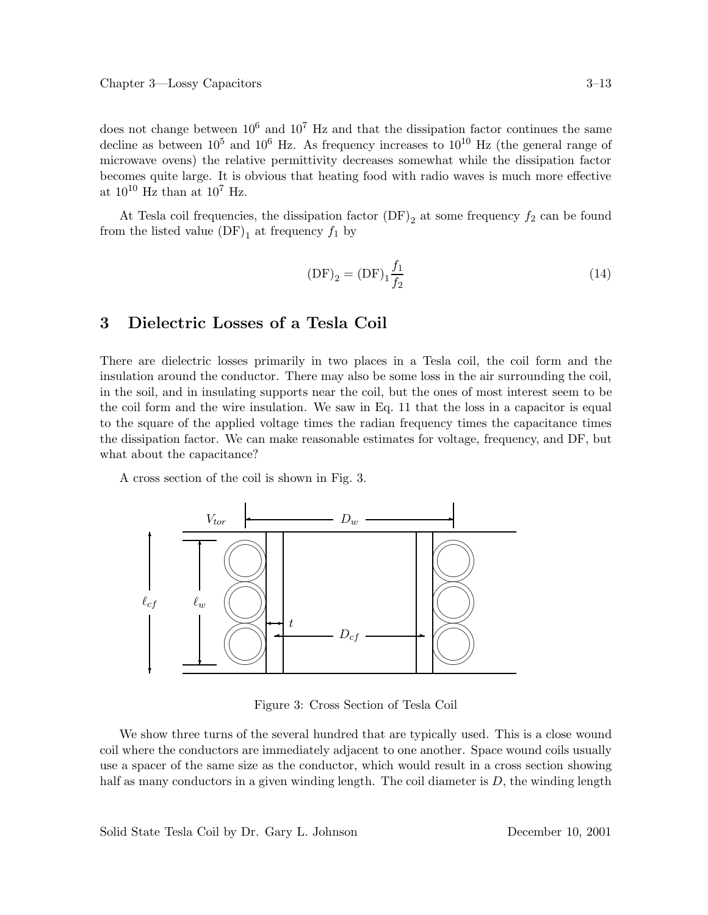does not change between $10^6$ and $10^7$ Hz and that the dissipation factor continues the same decline as between $10^5$ and $10^6$ Hz. As frequency increases to $10^{10}$ Hz (the general range of microwave ovens) the relative permittivity decreases somewhat while the dissipation factor becomes quite large. It is obvious that heating food with radio waves is much more effective at $10^{10}$ Hz than at $10^7$ Hz.

At Tesla coil frequencies, the dissipation factor $(\mathrm{DF})_2$ at some frequency $f_2$ can be found from the listed value $(\mathrm{DF})_1$ at frequency $f_1$ by

$$(\mathrm{DF})_2 = (\mathrm{DF})_1 \frac{f_1}{f_2} \tag{14}$$

## 3 Dielectric Losses of a Tesla Coil

There are dielectric losses primarily in two places in a Tesla coil, the coil form and the insulation around the conductor. There may also be some loss in the air surrounding the coil, in the soil, and in insulating supports near the coil, but the ones of most interest seem to be the coil form and the wire insulation. We saw in Eq. 11 that the loss in a capacitor is equal to the square of the applied voltage times the radian frequency times the capacitance times the dissipation factor. We can make reasonable estimates for voltage, frequency, and DF, but what about the capacitance?

A cross section of the coil is shown in Fig. 3.

Figure 3: Cross Section of Tesla Coil

We show three turns of the several hundred that are typically used. This is a close wound coil where the conductors are immediately adjacent to one another. Space wound coils usually use a spacer of the same size as the conductor, which would result in a cross section showing half as many conductors in a given winding length. The coil diameter is $D$, the winding length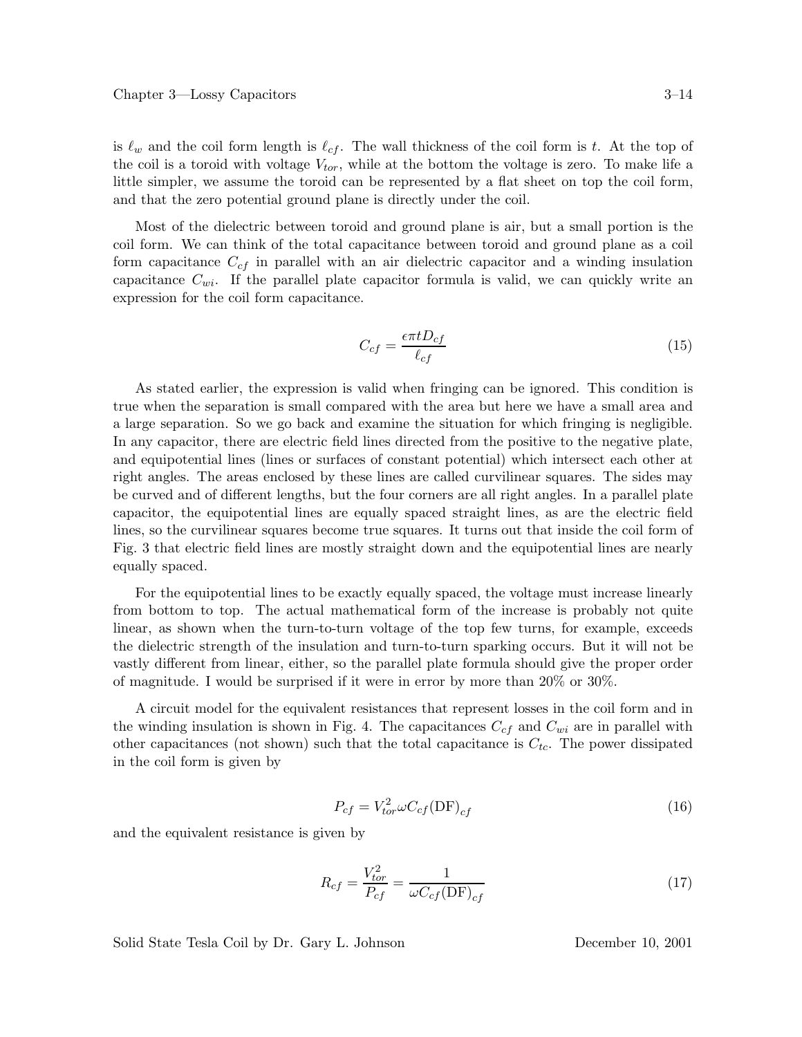is $\ell_w$ and the coil form length is $\ell_{cf}$. The wall thickness of the coil form is $t$. At the top of the coil is a toroid with voltage $V_{tor}$, while at the bottom the voltage is zero. To make life a little simpler, we assume the toroid can be represented by a flat sheet on top the coil form, and that the zero potential ground plane is directly under the coil.

Most of the dielectric between toroid and ground plane is air, but a small portion is the coil form. We can think of the total capacitance between toroid and ground plane as a coil form capacitance $C_{cf}$ in parallel with an air dielectric capacitor and a winding insulation capacitance $C_{wi}$. If the parallel plate capacitor formula is valid, we can quickly write an expression for the coil form capacitance.

$$C_{cf} = \frac{\epsilon \pi t D_{cf}}{\ell_{cf}} \tag{15}$$

As stated earlier, the expression is valid when fringing can be ignored. This condition is true when the separation is small compared with the area but here we have a small area and a large separation. So we go back and examine the situation for which fringing is negligible. In any capacitor, there are electric field lines directed from the positive to the negative plate, and equipotential lines (lines or surfaces of constant potential) which intersect each other at right angles. The areas enclosed by these lines are called curvilinear squares. The sides may be curved and of different lengths, but the four corners are all right angles. In a parallel plate capacitor, the equipotential lines are equally spaced straight lines, as are the electric field lines, so the curvilinear squares become true squares. It turns out that inside the coil form of Fig. 3 that electric field lines are mostly straight down and the equipotential lines are nearly equally spaced.

For the equipotential lines to be exactly equally spaced, the voltage must increase linearly from bottom to top. The actual mathematical form of the increase is probably not quite linear, as shown when the turn-to-turn voltage of the top few turns, for example, exceeds the dielectric strength of the insulation and turn-to-turn sparking occurs. But it will not be vastly different from linear, either, so the parallel plate formula should give the proper order of magnitude. I would be surprised if it were in error by more than 20% or 30%.

A circuit model for the equivalent resistances that represent losses in the coil form and in the winding insulation is shown in Fig. 4. The capacitances $C_{cf}$ and $C_{wi}$ are in parallel with other capacitances (not shown) such that the total capacitance is $C_{tc}$. The power dissipated in the coil form is given by

$$P_{cf} = V_{tor}^2 \omega C_{cf} (\mathrm{DF})_{cf} \tag{16}$$

and the equivalent resistance is given by

$$R_{cf} = \frac{V_{tor}^2}{P_{cf}} = \frac{1}{\omega C_{cf} (\mathrm{DF})_{cf}} \tag{17}$$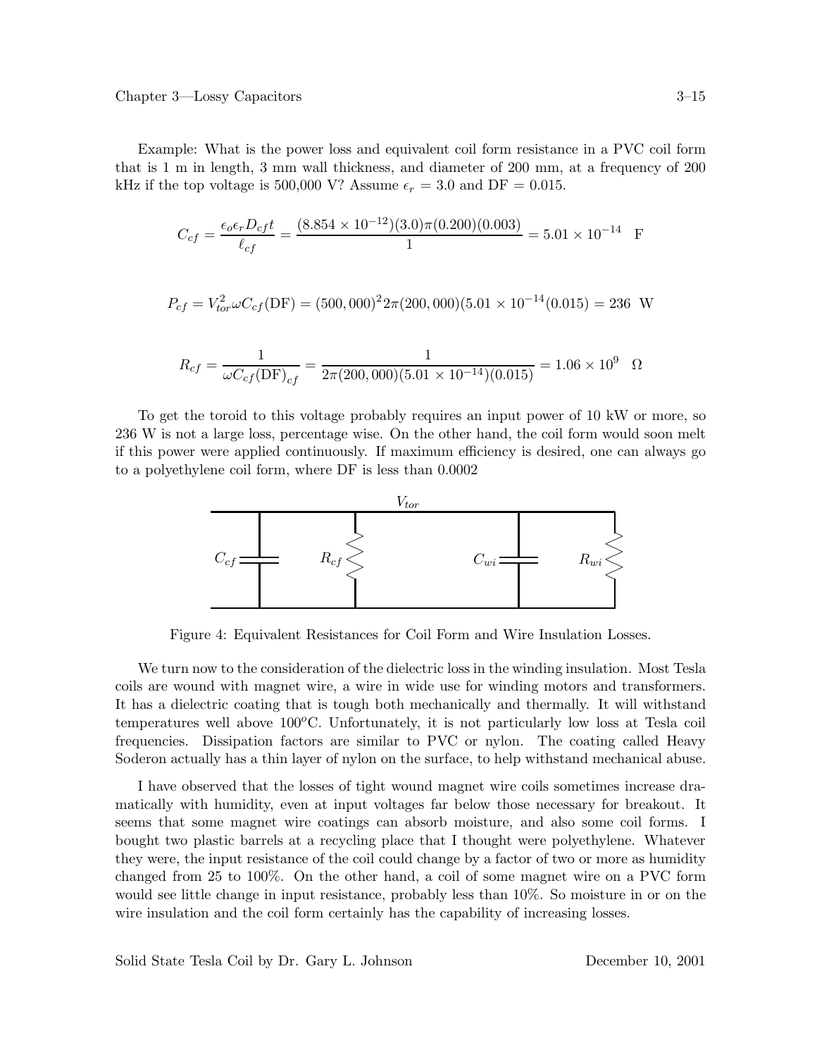Example: What is the power loss and equivalent coil form resistance in a PVC coil form that is 1 m in length, 3 mm wall thickness, and diameter of 200 mm, at a frequency of 200 kHz if the top voltage is 500,000 V? Assume $\epsilon_r = 3.0$ and DF = 0.015.

$$C_{cf} = \frac{\epsilon_o \epsilon_r D_{cf} t}{\ell_{cf}} = \frac{(8.854 \times 10^{-12})(3.0)\pi(0.200)(0.003)}{1} = 5.01 \times 10^{-14} \quad \text{F}$$

$$P_{cf} = V_{tor}^2 \omega C_{cf}(\text{DF}) = (500,000)^2 2\pi(200,000)(5.01 \times 10^{-14}(0.015) = 236 \text{ W}$$

$$R_{cf} = \frac{1}{\omega C_{cf}(\text{DF})_{cf}} = \frac{1}{2\pi(200,000)(5.01 \times 10^{-14})(0.015)} = 1.06 \times 10^9 \quad \Omega$$

To get the toroid to this voltage probably requires an input power of 10 kW or more, so 236 W is not a large loss, percentage wise. On the other hand, the coil form would soon melt if this power were applied continuously. If maximum efficiency is desired, one can always go to a polyethylene coil form, where DF is less than 0.0002

Figure 4: Equivalent Resistances for Coil Form and Wire Insulation Losses.

We turn now to the consideration of the dielectric loss in the winding insulation. Most Tesla coils are wound with magnet wire, a wire in wide use for winding motors and transformers. It has a dielectric coating that is tough both mechanically and thermally. It will withstand temperatures well above 100$^o$C. Unfortunately, it is not particularly low loss at Tesla coil frequencies. Dissipation factors are similar to PVC or nylon. The coating called Heavy Soderon actually has a thin layer of nylon on the surface, to help withstand mechanical abuse.

I have observed that the losses of tight wound magnet wire coils sometimes increase dramatically with humidity, even at input voltages far below those necessary for breakout. It seems that some magnet wire coatings can absorb moisture, and also some coil forms. I bought two plastic barrels at a recycling place that I thought were polyethylene. Whatever they were, the input resistance of the coil could change by a factor of two or more as humidity changed from 25 to 100%. On the other hand, a coil of some magnet wire on a PVC form would see little change in input resistance, probably less than 10%. So moisture in or on the wire insulation and the coil form certainly has the capability of increasing losses.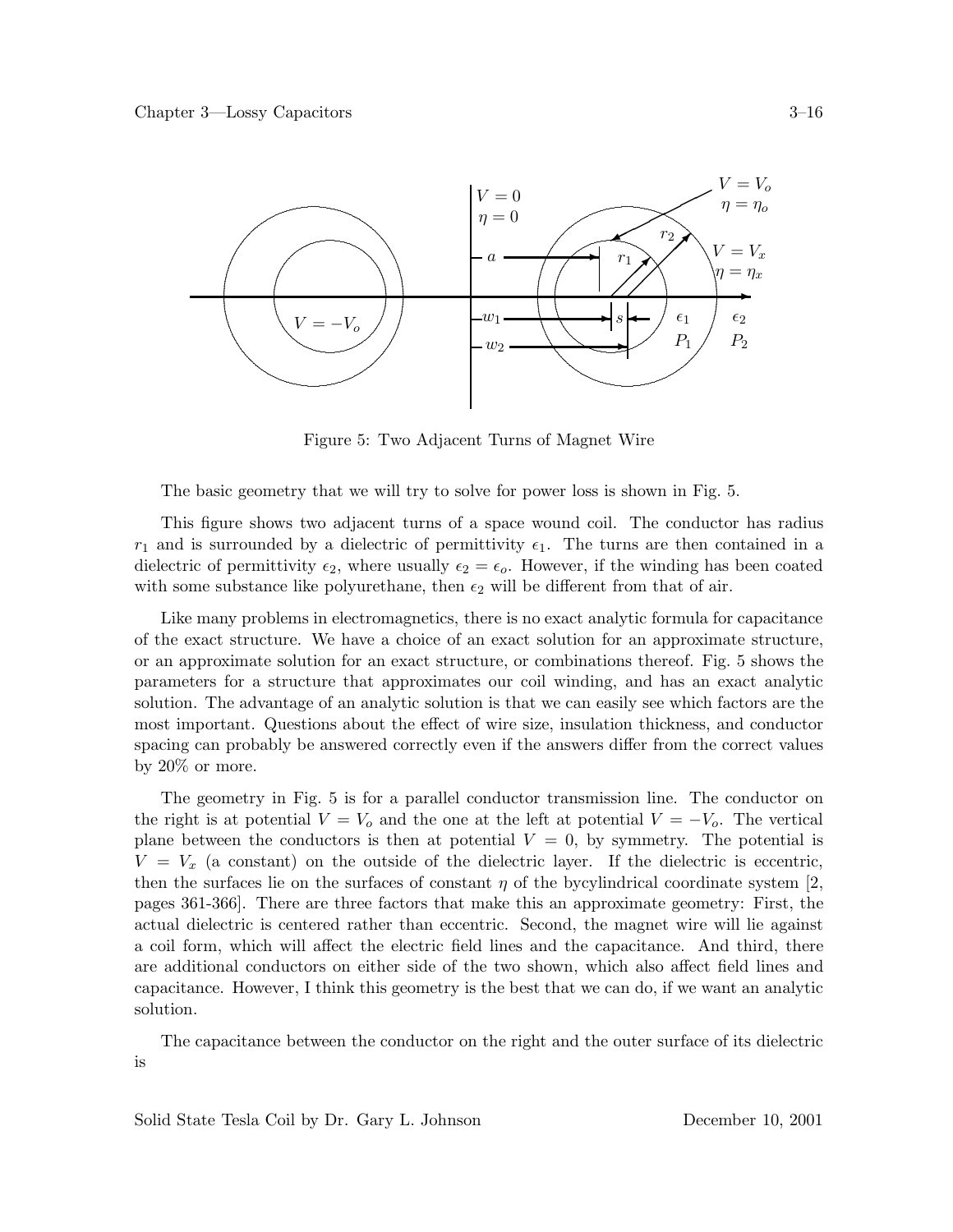Figure 5: Two Adjacent Turns of Magnet Wire

The basic geometry that we will try to solve for power loss is shown in Fig. 5.

This figure shows two adjacent turns of a space wound coil. The conductor has radius $r_1$ and is surrounded by a dielectric of permittivity $\epsilon_1$. The turns are then contained in a dielectric of permittivity $\epsilon_2$, where usually $\epsilon_2 = \epsilon_o$. However, if the winding has been coated with some substance like polyurethane, then $\epsilon_2$ will be different from that of air.

Like many problems in electromagnetics, there is no exact analytic formula for capacitance of the exact structure. We have a choice of an exact solution for an approximate structure, or an approximate solution for an exact structure, or combinations thereof. Fig. 5 shows the parameters for a structure that approximates our coil winding, and has an exact analytic solution. The advantage of an analytic solution is that we can easily see which factors are the most important. Questions about the effect of wire size, insulation thickness, and conductor spacing can probably be answered correctly even if the answers differ from the correct values by 20% or more.

The geometry in Fig. 5 is for a parallel conductor transmission line. The conductor on the right is at potential $V = V_o$ and the one at the left at potential $V = -V_o$. The vertical plane between the conductors is then at potential $V = 0$, by symmetry. The potential is $V = V_x$ (a constant) on the outside of the dielectric layer. If the dielectric is eccentric, then the surfaces lie on the surfaces of constant $\eta$ of the bycylindrical coordinate system [2, pages 361-366]. There are three factors that make this an approximate geometry: First, the actual dielectric is centered rather than eccentric. Second, the magnet wire will lie against a coil form, which will affect the electric field lines and the capacitance. And third, there are additional conductors on either side of the two shown, which also affect field lines and capacitance. However, I think this geometry is the best that we can do, if we want an analytic solution.

The capacitance between the conductor on the right and the outer surface of its dielectric is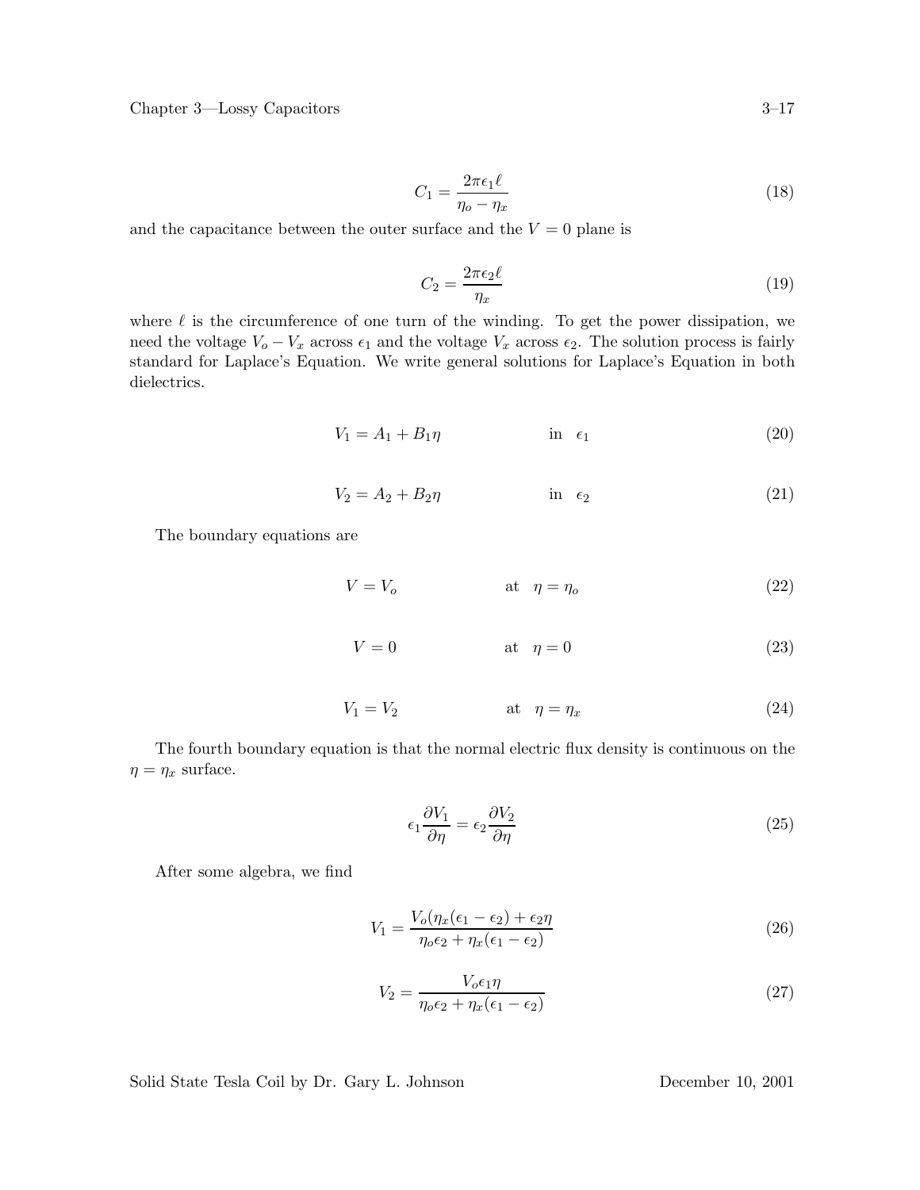$$C_1 = \frac{2\pi\epsilon_1 \ell}{\eta_o - \eta_x} \tag{18}$$

and the capacitance between the outer surface and the $V = 0$ plane is

$$C_2 = \frac{2\pi\epsilon_2 \ell}{\eta_x} \tag{19}$$

where $\ell$ is the circumference of one turn of the winding. To get the power dissipation, we need the voltage $V_o - V_x$ across $\epsilon_1$ and the voltage $V_x$ across $\epsilon_2$. The solution process is fairly standard for Laplace's Equation. We write general solutions for Laplace's Equation in both dielectrics.

$$V_1 = A_1 + B_1\eta \qquad \text{in} \quad \epsilon_1 \tag{20}$$

$$V_2 = A_2 + B_2\eta \qquad \text{in} \quad \epsilon_2 \tag{21}$$

The boundary equations are

$$V = V_o \qquad \text{at} \quad \eta = \eta_o \tag{22}$$

$$V = 0 \qquad \text{at} \quad \eta = 0 \tag{23}$$

$$V_1 = V_2 \qquad \text{at} \quad \eta = \eta_x \tag{24}$$

The fourth boundary equation is that the normal electric flux density is continuous on the $\eta = \eta_x$ surface.

$$\epsilon_1 \frac{\partial V_1}{\partial \eta} = \epsilon_2 \frac{\partial V_2}{\partial \eta} \tag{25}$$

After some algebra, we find

$$V_1 = \frac{V_o(\eta_x(\epsilon_1 - \epsilon_2) + \epsilon_2\eta}{\eta_o\epsilon_2 + \eta_x(\epsilon_1 - \epsilon_2)} \tag{26}$$

$$V_2 = \frac{V_o\epsilon_1\eta}{\eta_o\epsilon_2 + \eta_x(\epsilon_1 - \epsilon_2)} \tag{27}$$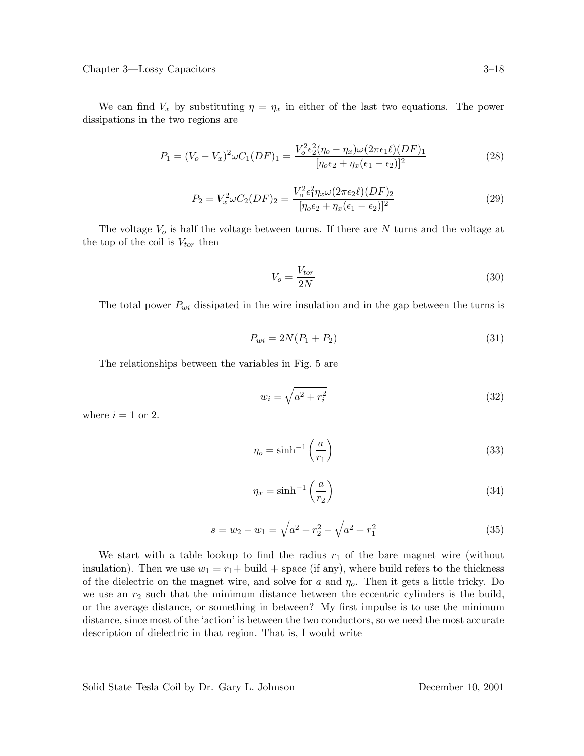We can find $V_x$ by substituting $\eta = \eta_x$ in either of the last two equations. The power dissipations in the two regions are

$$P_1 = (V_o - V_x)^2 \omega C_1 (DF)_1 = \frac{V_o^2 \epsilon_2^2 (\eta_o - \eta_x) \omega (2\pi \epsilon_1 \ell)(DF)_1}{[\eta_o \epsilon_2 + \eta_x(\epsilon_1 - \epsilon_2)]^2} \tag{28}$$

$$P_2 = V_x^2 \omega C_2 (DF)_2 = \frac{V_o^2 \epsilon_1^2 \eta_x \omega (2\pi \epsilon_2 \ell)(DF)_2}{[\eta_o \epsilon_2 + \eta_x(\epsilon_1 - \epsilon_2)]^2} \tag{29}$$

The voltage $V_o$ is half the voltage between turns. If there are $N$ turns and the voltage at the top of the coil is $V_{tor}$ then

$$V_o = \frac{V_{tor}}{2N} \tag{30}$$

The total power $P_{wi}$ dissipated in the wire insulation and in the gap between the turns is

$$P_{wi} = 2N(P_1 + P_2) \tag{31}$$

The relationships between the variables in Fig. 5 are

$$w_i = \sqrt{a^2 + r_i^2} \tag{32}$$

where $i = 1$ or 2.

$$\eta_o = \sinh^{-1}\left(\frac{a}{r_1}\right) \tag{33}$$

$$\eta_x = \sinh^{-1}\left(\frac{a}{r_2}\right) \tag{34}$$

$$s = w_2 - w_1 = \sqrt{a^2 + r_2^2} - \sqrt{a^2 + r_1^2} \tag{35}$$

We start with a table lookup to find the radius $r_1$ of the bare magnet wire (without insulation). Then we use $w_1 = r_1 +$ build + space (if any), where build refers to the thickness of the dielectric on the magnet wire, and solve for $a$ and $\eta_o$. Then it gets a little tricky. Do we use an $r_2$ such that the minimum distance between the eccentric cylinders is the build, or the average distance, or something in between? My first impulse is to use the minimum distance, since most of the 'action' is between the two conductors, so we need the most accurate description of dielectric in that region. That is, I would write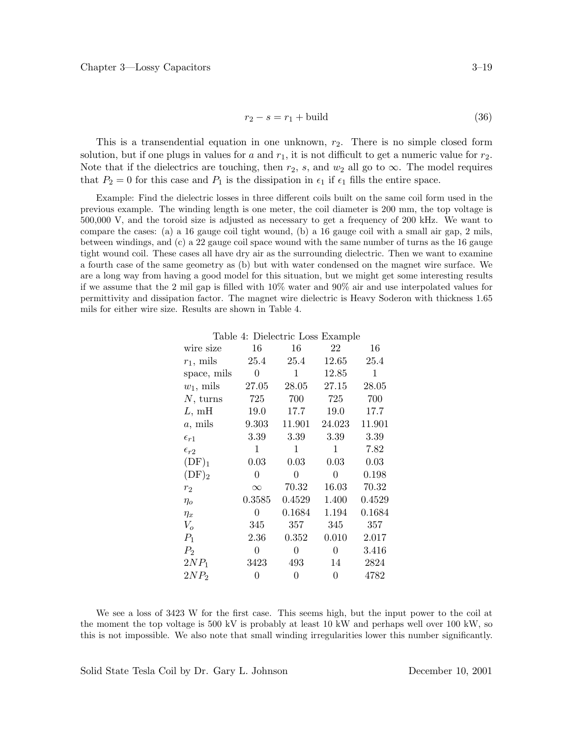$$r_2 - s = r_1 + \text{build} \tag{36}$$

This is a transendential equation in one unknown, $r_2$. There is no simple closed form solution, but if one plugs in values for $a$ and $r_1$, it is not difficult to get a numeric value for $r_2$. Note that if the dielectrics are touching, then $r_2$, $s$, and $w_2$ all go to $\infty$. The model requires that $P_2 = 0$ for this case and $P_1$ is the dissipation in $\epsilon_1$ if $\epsilon_1$ fills the entire space.

Example: Find the dielectric losses in three different coils built on the same coil form used in the previous example. The winding length is one meter, the coil diameter is 200 mm, the top voltage is 500,000 V, and the toroid size is adjusted as necessary to get a frequency of 200 kHz. We want to compare the cases: (a) a 16 gauge coil tight wound, (b) a 16 gauge coil with a small air gap, 2 mils, between windings, and (c) a 22 gauge coil space wound with the same number of turns as the 16 gauge tight wound coil. These cases all have dry air as the surrounding dielectric. Then we want to examine a fourth case of the same geometry as (b) but with water condensed on the magnet wire surface. We are a long way from having a good model for this situation, but we might get some interesting results if we assume that the 2 mil gap is filled with 10% water and 90% air and use interpolated values for permittivity and dissipation factor. The magnet wire dielectric is Heavy Soderon with thickness 1.65 mils for either wire size. Results are shown in Table 4.

Table 4: Dielectric Loss Example

| wire size | 16 | 16 | 22 | 16 |
|---|---|---|---|---|
| $r_1$, mils | 25.4 | 25.4 | 12.65 | 25.4 |
| space, mils | 0 | 1 | 12.85 | 1 |
| $w_1$, mils | 27.05 | 28.05 | 27.15 | 28.05 |
| $N$, turns | 725 | 700 | 725 | 700 |
| $L$, mH | 19.0 | 17.7 | 19.0 | 17.7 |
| $a$, mils | 9.303 | 11.901 | 24.023 | 11.901 |
| $\epsilon_{r1}$ | 3.39 | 3.39 | 3.39 | 3.39 |
| $\epsilon_{r2}$ | 1 | 1 | 1 | 7.82 |
| $(\text{DF})_1$ | 0.03 | 0.03 | 0.03 | 0.03 |
| $(\text{DF})_2$ | 0 | 0 | 0 | 0.198 |
| $r_2$ | $\infty$ | 70.32 | 16.03 | 70.32 |
| $\eta_o$ | 0.3585 | 0.4529 | 1.400 | 0.4529 |
| $\eta_x$ | 0 | 0.1684 | 1.194 | 0.1684 |
| $V_o$ | 345 | 357 | 345 | 357 |
| $P_1$ | 2.36 | 0.352 | 0.010 | 2.017 |
| $P_2$ | 0 | 0 | 0 | 3.416 |
| $2NP_1$ | 3423 | 493 | 14 | 2824 |
| $2NP_2$ | 0 | 0 | 0 | 4782 |

We see a loss of 3423 W for the first case. This seems high, but the input power to the coil at the moment the top voltage is 500 kV is probably at least 10 kW and perhaps well over 100 kW, so this is not impossible. We also note that small winding irregularities lower this number significantly.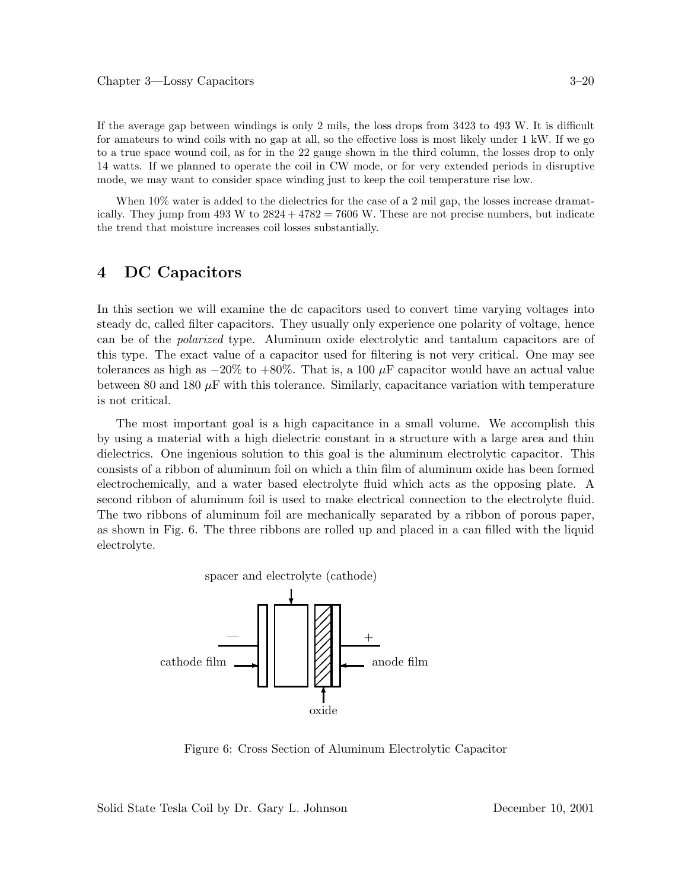If the average gap between windings is only 2 mils, the loss drops from 3423 to 493 W. It is difficult for amateurs to wind coils with no gap at all, so the effective loss is most likely under 1 kW. If we go to a true space wound coil, as for in the 22 gauge shown in the third column, the losses drop to only 14 watts. If we planned to operate the coil in CW mode, or for very extended periods in disruptive mode, we may want to consider space winding just to keep the coil temperature rise low.

When 10% water is added to the dielectrics for the case of a 2 mil gap, the losses increase dramatically. They jump from 493 W to $2824 + 4782 = 7606$ W. These are not precise numbers, but indicate the trend that moisture increases coil losses substantially.

# 4 DC Capacitors

In this section we will examine the dc capacitors used to convert time varying voltages into steady dc, called filter capacitors. They usually only experience one polarity of voltage, hence can be of the *polarized* type. Aluminum oxide electrolytic and tantalum capacitors are of this type. The exact value of a capacitor used for filtering is not very critical. One may see tolerances as high as $-20\%$ to $+80\%$. That is, a 100 $\mu$F capacitor would have an actual value between 80 and 180 $\mu$F with this tolerance. Similarly, capacitance variation with temperature is not critical.

The most important goal is a high capacitance in a small volume. We accomplish this by using a material with a high dielectric constant in a structure with a large area and thin dielectrics. One ingenious solution to this goal is the aluminum electrolytic capacitor. This consists of a ribbon of aluminum foil on which a thin film of aluminum oxide has been formed electrochemically, and a water based electrolyte fluid which acts as the opposing plate. A second ribbon of aluminum foil is used to make electrical connection to the electrolyte fluid. The two ribbons of aluminum foil are mechanically separated by a ribbon of porous paper, as shown in Fig. 6. The three ribbons are rolled up and placed in a can filled with the liquid electrolyte.

spacer and electrolyte (cathode)

— cathode film | oxide | anode film +

Figure 6: Cross Section of Aluminum Electrolytic Capacitor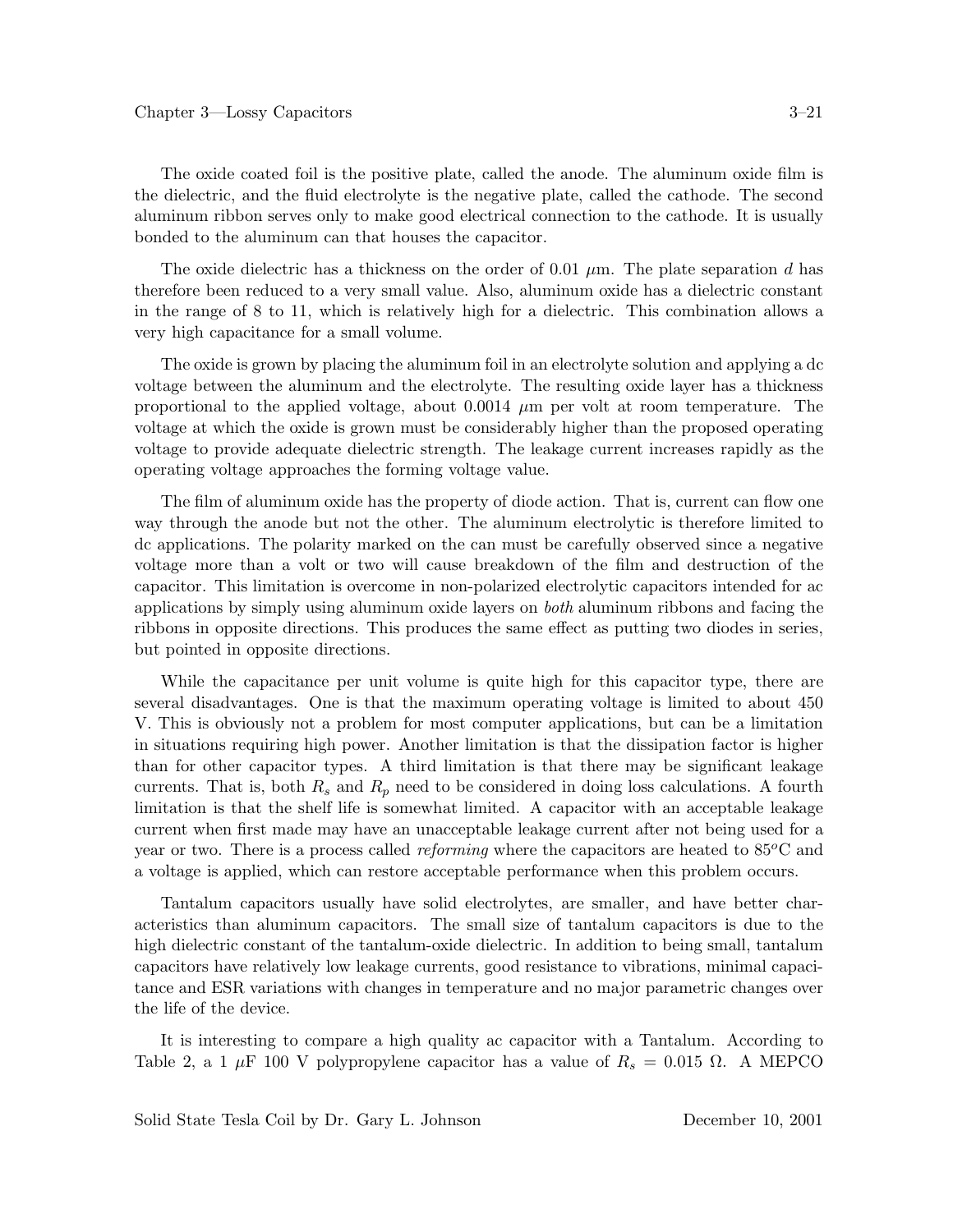The oxide coated foil is the positive plate, called the anode. The aluminum oxide film is the dielectric, and the fluid electrolyte is the negative plate, called the cathode. The second aluminum ribbon serves only to make good electrical connection to the cathode. It is usually bonded to the aluminum can that houses the capacitor.

The oxide dielectric has a thickness on the order of 0.01 $\mu$m. The plate separation $d$ has therefore been reduced to a very small value. Also, aluminum oxide has a dielectric constant in the range of 8 to 11, which is relatively high for a dielectric. This combination allows a very high capacitance for a small volume.

The oxide is grown by placing the aluminum foil in an electrolyte solution and applying a dc voltage between the aluminum and the electrolyte. The resulting oxide layer has a thickness proportional to the applied voltage, about 0.0014 $\mu$m per volt at room temperature. The voltage at which the oxide is grown must be considerably higher than the proposed operating voltage to provide adequate dielectric strength. The leakage current increases rapidly as the operating voltage approaches the forming voltage value.

The film of aluminum oxide has the property of diode action. That is, current can flow one way through the anode but not the other. The aluminum electrolytic is therefore limited to dc applications. The polarity marked on the can must be carefully observed since a negative voltage more than a volt or two will cause breakdown of the film and destruction of the capacitor. This limitation is overcome in non-polarized electrolytic capacitors intended for ac applications by simply using aluminum oxide layers on *both* aluminum ribbons and facing the ribbons in opposite directions. This produces the same effect as putting two diodes in series, but pointed in opposite directions.

While the capacitance per unit volume is quite high for this capacitor type, there are several disadvantages. One is that the maximum operating voltage is limited to about 450 V. This is obviously not a problem for most computer applications, but can be a limitation in situations requiring high power. Another limitation is that the dissipation factor is higher than for other capacitor types. A third limitation is that there may be significant leakage currents. That is, both $R_s$ and $R_p$ need to be considered in doing loss calculations. A fourth limitation is that the shelf life is somewhat limited. A capacitor with an acceptable leakage current when first made may have an unacceptable leakage current after not being used for a year or two. There is a process called *reforming* where the capacitors are heated to $85^o$C and a voltage is applied, which can restore acceptable performance when this problem occurs.

Tantalum capacitors usually have solid electrolytes, are smaller, and have better characteristics than aluminum capacitors. The small size of tantalum capacitors is due to the high dielectric constant of the tantalum-oxide dielectric. In addition to being small, tantalum capacitors have relatively low leakage currents, good resistance to vibrations, minimal capacitance and ESR variations with changes in temperature and no major parametric changes over the life of the device.

It is interesting to compare a high quality ac capacitor with a Tantalum. According to Table 2, a 1 $\mu$F 100 V polypropylene capacitor has a value of $R_s = 0.015\ \Omega$. A MEPCO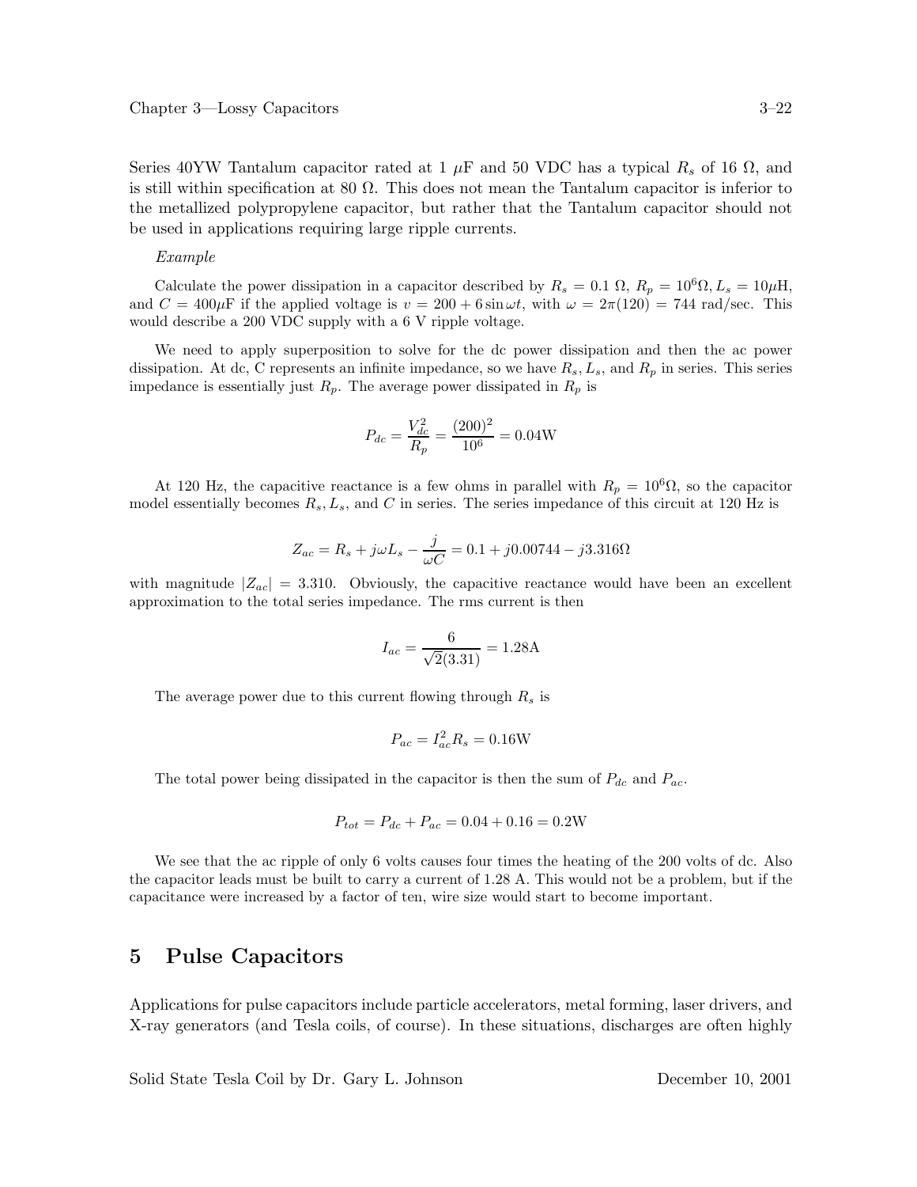Series 40YW Tantalum capacitor rated at 1 $\mu$F and 50 VDC has a typical $R_s$ of 16 $\Omega$, and is still within specification at 80 $\Omega$. This does not mean the Tantalum capacitor is inferior to the metallized polypropylene capacitor, but rather that the Tantalum capacitor should not be used in applications requiring large ripple currents.

*Example*

Calculate the power dissipation in a capacitor described by $R_s = 0.1\ \Omega$, $R_p = 10^6\Omega, L_s = 10\mu$H, and $C = 400\mu$F if the applied voltage is $v = 200 + 6\sin\omega t$, with $\omega = 2\pi(120) = 744$ rad/sec. This would describe a 200 VDC supply with a 6 V ripple voltage.

We need to apply superposition to solve for the dc power dissipation and then the ac power dissipation. At dc, C represents an infinite impedance, so we have $R_s$, $L_s$, and $R_p$ in series. This series impedance is essentially just $R_p$. The average power dissipated in $R_p$ is

$$P_{dc} = \frac{V_{dc}^2}{R_p} = \frac{(200)^2}{10^6} = 0.04\text{W}$$

At 120 Hz, the capacitive reactance is a few ohms in parallel with $R_p = 10^6\Omega$, so the capacitor model essentially becomes $R_s, L_s$, and $C$ in series. The series impedance of this circuit at 120 Hz is

$$Z_{ac} = R_s + j\omega L_s - \frac{j}{\omega C} = 0.1 + j0.00744 - j3.316\Omega$$

with magnitude $|Z_{ac}| = 3.310$. Obviously, the capacitive reactance would have been an excellent approximation to the total series impedance. The rms current is then

$$I_{ac} = \frac{6}{\sqrt{2}(3.31)} = 1.28\text{A}$$

The average power due to this current flowing through $R_s$ is

$$P_{ac} = I_{ac}^2 R_s = 0.16\text{W}$$

The total power being dissipated in the capacitor is then the sum of $P_{dc}$ and $P_{ac}$.

$$P_{tot} = P_{dc} + P_{ac} = 0.04 + 0.16 = 0.2\text{W}$$

We see that the ac ripple of only 6 volts causes four times the heating of the 200 volts of dc. Also the capacitor leads must be built to carry a current of 1.28 A. This would not be a problem, but if the capacitance were increased by a factor of ten, wire size would start to become important.

## 5 Pulse Capacitors

Applications for pulse capacitors include particle accelerators, metal forming, laser drivers, and X-ray generators (and Tesla coils, of course). In these situations, discharges are often highly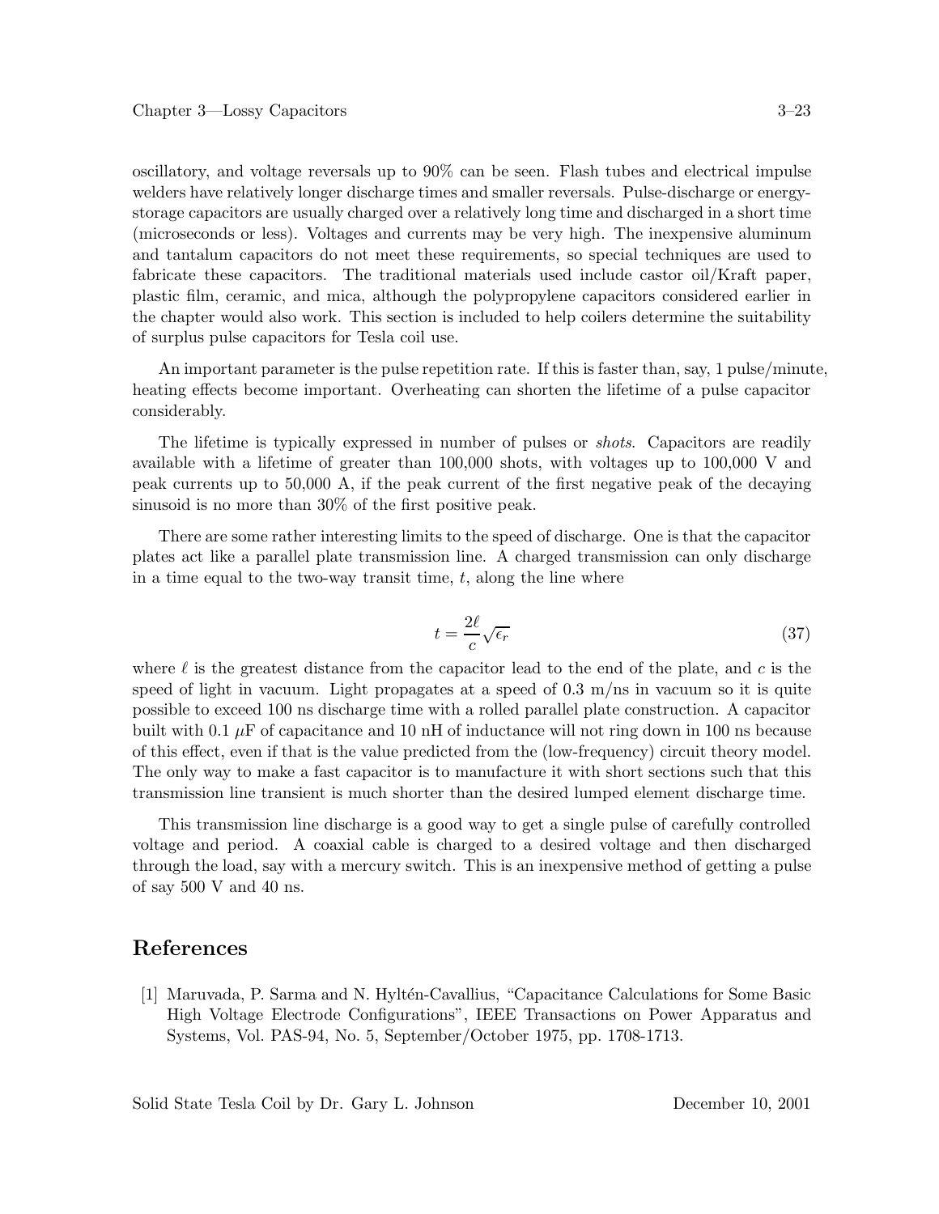oscillatory, and voltage reversals up to 90% can be seen. Flash tubes and electrical impulse welders have relatively longer discharge times and smaller reversals. Pulse-discharge or energy-storage capacitors are usually charged over a relatively long time and discharged in a short time (microseconds or less). Voltages and currents may be very high. The inexpensive aluminum and tantalum capacitors do not meet these requirements, so special techniques are used to fabricate these capacitors. The traditional materials used include castor oil/Kraft paper, plastic film, ceramic, and mica, although the polypropylene capacitors considered earlier in the chapter would also work. This section is included to help coilers determine the suitability of surplus pulse capacitors for Tesla coil use.

An important parameter is the pulse repetition rate. If this is faster than, say, 1 pulse/minute, heating effects become important. Overheating can shorten the lifetime of a pulse capacitor considerably.

The lifetime is typically expressed in number of pulses or *shots*. Capacitors are readily available with a lifetime of greater than 100,000 shots, with voltages up to 100,000 V and peak currents up to 50,000 A, if the peak current of the first negative peak of the decaying sinusoid is no more than 30% of the first positive peak.

There are some rather interesting limits to the speed of discharge. One is that the capacitor plates act like a parallel plate transmission line. A charged transmission can only discharge in a time equal to the two-way transit time, $t$, along the line where

$$t = \frac{2\ell}{c}\sqrt{\epsilon_r} \tag{37}$$

where $\ell$ is the greatest distance from the capacitor lead to the end of the plate, and $c$ is the speed of light in vacuum. Light propagates at a speed of 0.3 m/ns in vacuum so it is quite possible to exceed 100 ns discharge time with a rolled parallel plate construction. A capacitor built with 0.1 $\mu$F of capacitance and 10 nH of inductance will not ring down in 100 ns because of this effect, even if that is the value predicted from the (low-frequency) circuit theory model. The only way to make a fast capacitor is to manufacture it with short sections such that this transmission line transient is much shorter than the desired lumped element discharge time.

This transmission line discharge is a good way to get a single pulse of carefully controlled voltage and period. A coaxial cable is charged to a desired voltage and then discharged through the load, say with a mercury switch. This is an inexpensive method of getting a pulse of say 500 V and 40 ns.

## References

[1] Maruvada, P. Sarma and N. Hyltén-Cavallius, "Capacitance Calculations for Some Basic High Voltage Electrode Configurations", IEEE Transactions on Power Apparatus and Systems, Vol. PAS-94, No. 5, September/October 1975, pp. 1708-1713.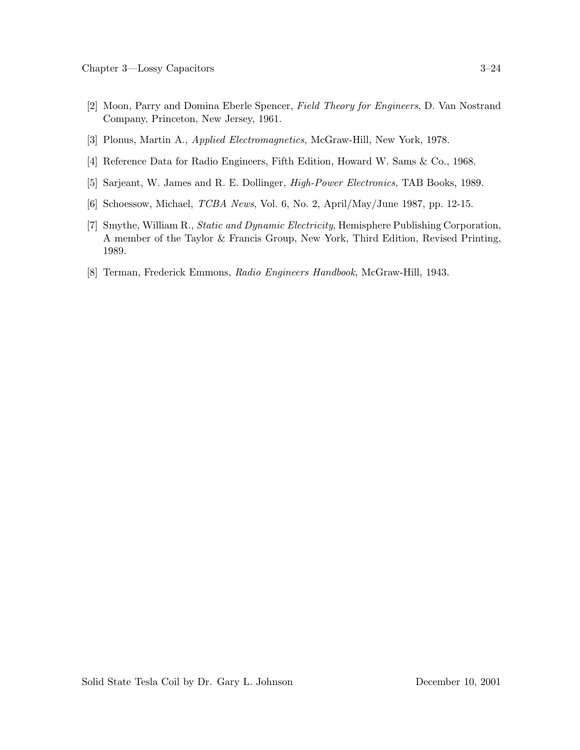[2] Moon, Parry and Domina Eberle Spencer, *Field Theory for Engineers*, D. Van Nostrand Company, Princeton, New Jersey, 1961.

[3] Plonus, Martin A., *Applied Electromagnetics*, McGraw-Hill, New York, 1978.

[4] Reference Data for Radio Engineers, Fifth Edition, Howard W. Sams & Co., 1968.

[5] Sarjeant, W. James and R. E. Dollinger, *High-Power Electronics*, TAB Books, 1989.

[6] Schoessow, Michael, *TCBA News*, Vol. 6, No. 2, April/May/June 1987, pp. 12-15.

[7] Smythe, William R., *Static and Dynamic Electricity*, Hemisphere Publishing Corporation, A member of the Taylor & Francis Group, New York, Third Edition, Revised Printing, 1989.

[8] Terman, Frederick Emmons, *Radio Engineers Handbook*, McGraw-Hill, 1943.